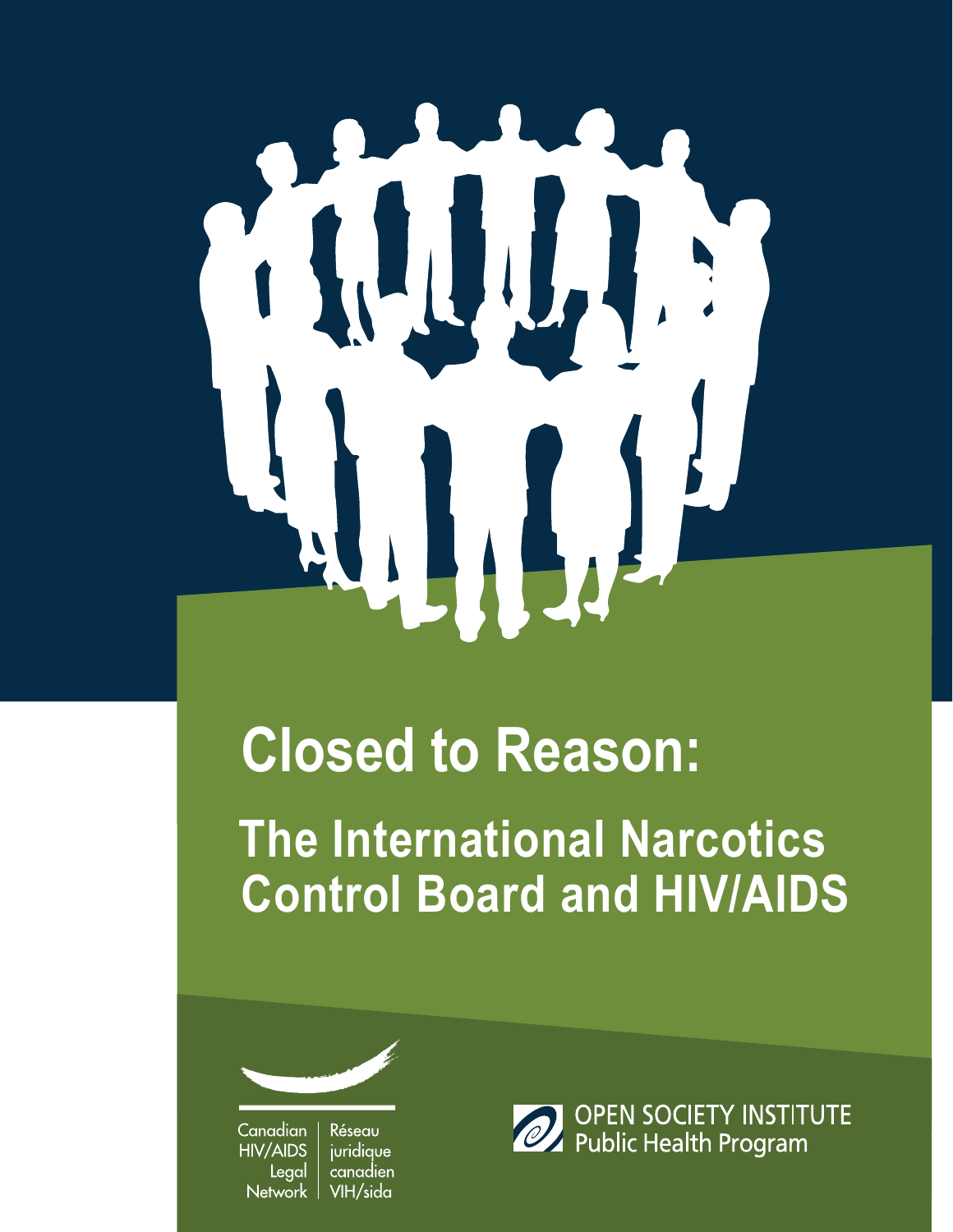# Closed to Reason:

## The International Narcotics Control Board and HIV/AIDS

Canadian HIV/AIDS Legal Network | Réseau juridique canadien VIH/sida

OPEN SOCIETY INSTITUTE
Public Health Program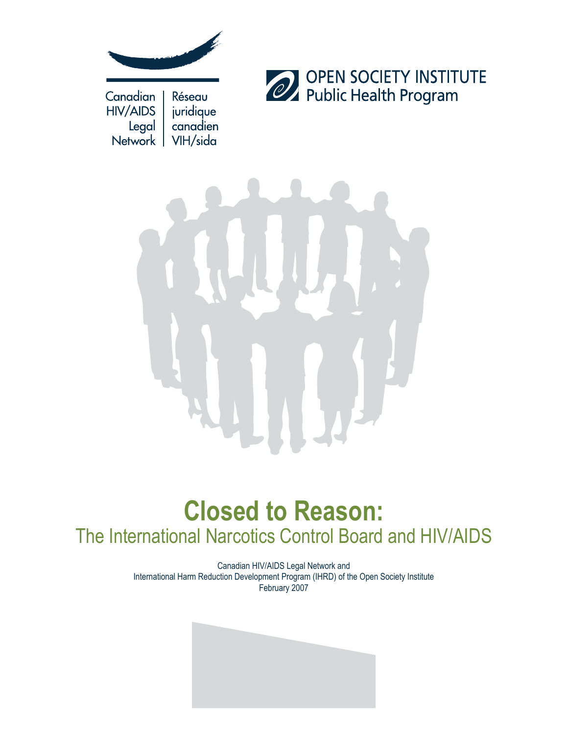Canadian HIV/AIDS Legal Network | Réseau juridique canadien VIH/sida

OPEN SOCIETY INSTITUTE
Public Health Program

# Closed to Reason:

## The International Narcotics Control Board and HIV/AIDS

Canadian HIV/AIDS Legal Network and
International Harm Reduction Development Program (IHRD) of the Open Society Institute
February 2007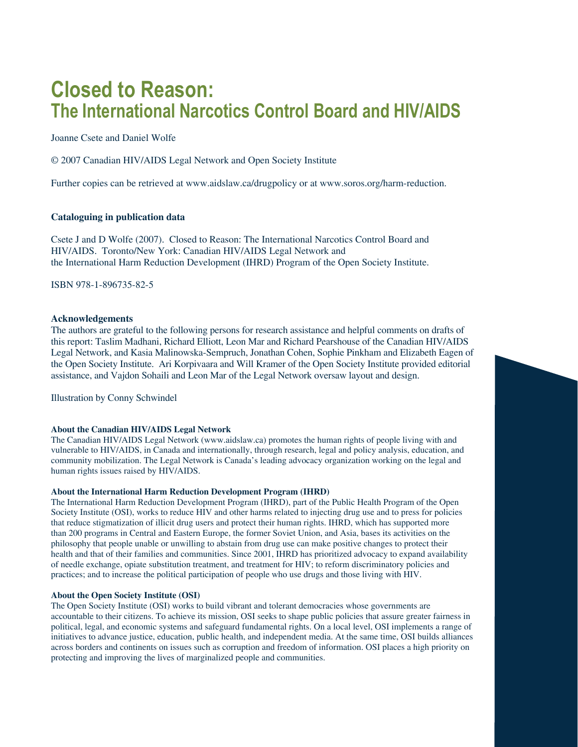# Closed to Reason:
## The International Narcotics Control Board and HIV/AIDS

Joanne Csete and Daniel Wolfe

© 2007 Canadian HIV/AIDS Legal Network and Open Society Institute

Further copies can be retrieved at www.aidslaw.ca/drugpolicy or at www.soros.org/harm-reduction.

**Cataloguing in publication data**

Csete J and D Wolfe (2007). Closed to Reason: The International Narcotics Control Board and HIV/AIDS. Toronto/New York: Canadian HIV/AIDS Legal Network and the International Harm Reduction Development (IHRD) Program of the Open Society Institute.

ISBN 978-1-896735-82-5

**Acknowledgements**

The authors are grateful to the following persons for research assistance and helpful comments on drafts of this report: Taslim Madhani, Richard Elliott, Leon Mar and Richard Pearshouse of the Canadian HIV/AIDS Legal Network, and Kasia Malinowska-Sempruch, Jonathan Cohen, Sophie Pinkham and Elizabeth Eagen of the Open Society Institute. Ari Korpivaara and Will Kramer of the Open Society Institute provided editorial assistance, and Vajdon Sohaili and Leon Mar of the Legal Network oversaw layout and design.

Illustration by Conny Schwindel

**About the Canadian HIV/AIDS Legal Network**

The Canadian HIV/AIDS Legal Network (www.aidslaw.ca) promotes the human rights of people living with and vulnerable to HIV/AIDS, in Canada and internationally, through research, legal and policy analysis, education, and community mobilization. The Legal Network is Canada's leading advocacy organization working on the legal and human rights issues raised by HIV/AIDS.

**About the International Harm Reduction Development Program (IHRD)**

The International Harm Reduction Development Program (IHRD), part of the Public Health Program of the Open Society Institute (OSI), works to reduce HIV and other harms related to injecting drug use and to press for policies that reduce stigmatization of illicit drug users and protect their human rights. IHRD, which has supported more than 200 programs in Central and Eastern Europe, the former Soviet Union, and Asia, bases its activities on the philosophy that people unable or unwilling to abstain from drug use can make positive changes to protect their health and that of their families and communities. Since 2001, IHRD has prioritized advocacy to expand availability of needle exchange, opiate substitution treatment, and treatment for HIV; to reform discriminatory policies and practices; and to increase the political participation of people who use drugs and those living with HIV.

**About the Open Society Institute (OSI)**

The Open Society Institute (OSI) works to build vibrant and tolerant democracies whose governments are accountable to their citizens. To achieve its mission, OSI seeks to shape public policies that assure greater fairness in political, legal, and economic systems and safeguard fundamental rights. On a local level, OSI implements a range of initiatives to advance justice, education, public health, and independent media. At the same time, OSI builds alliances across borders and continents on issues such as corruption and freedom of information. OSI places a high priority on protecting and improving the lives of marginalized people and communities.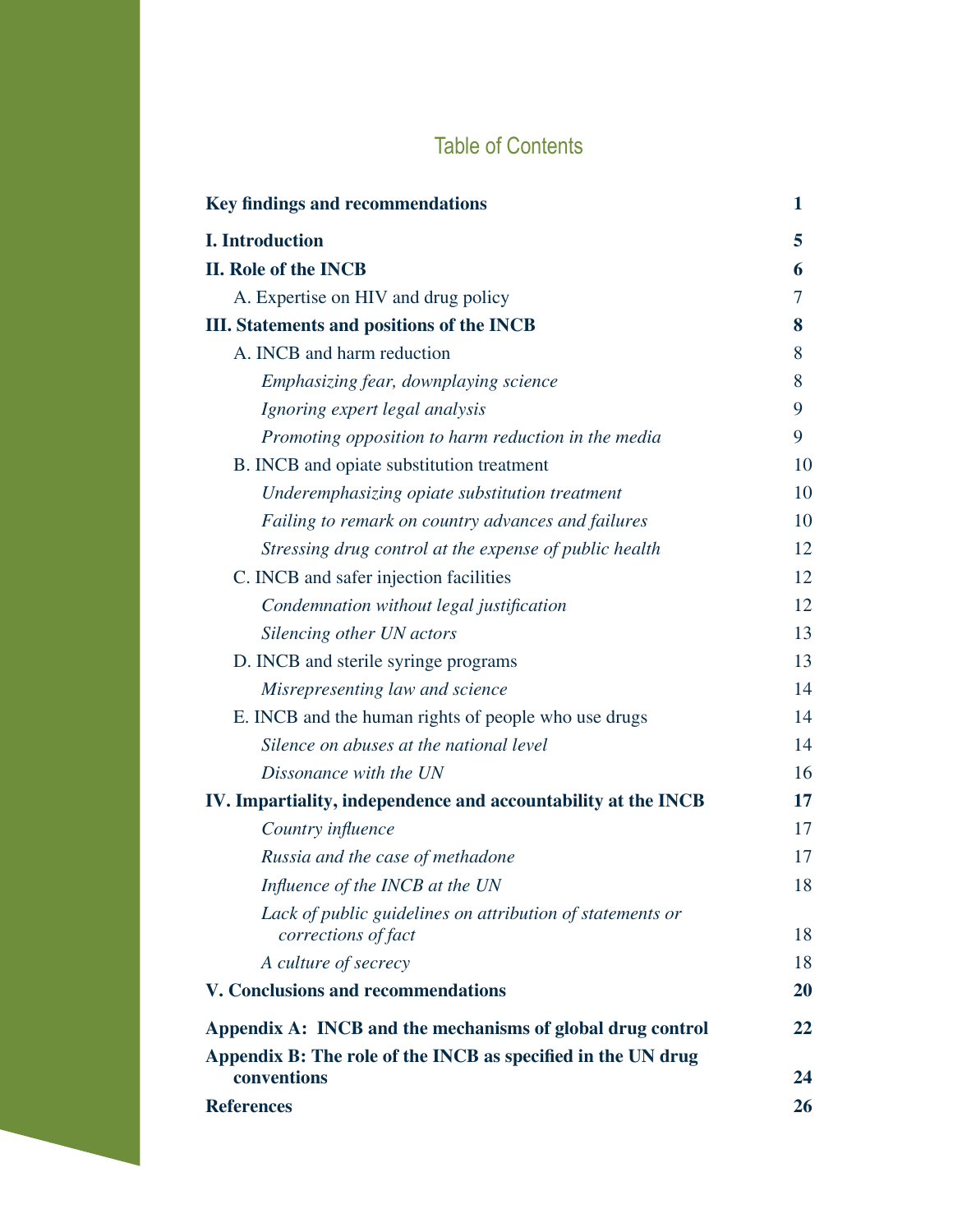# Table of Contents

| | |
|---|---|
| **Key findings and recommendations** | **1** |
| **I. Introduction** | **5** |
| **II. Role of the INCB** | **6** |
| A. Expertise on HIV and drug policy | 7 |
| **III. Statements and positions of the INCB** | **8** |
| A. INCB and harm reduction | 8 |
| *Emphasizing fear, downplaying science* | 8 |
| *Ignoring expert legal analysis* | 9 |
| *Promoting opposition to harm reduction in the media* | 9 |
| B. INCB and opiate substitution treatment | 10 |
| *Underemphasizing opiate substitution treatment* | 10 |
| *Failing to remark on country advances and failures* | 10 |
| *Stressing drug control at the expense of public health* | 12 |
| C. INCB and safer injection facilities | 12 |
| *Condemnation without legal justification* | 12 |
| *Silencing other UN actors* | 13 |
| D. INCB and sterile syringe programs | 13 |
| *Misrepresenting law and science* | 14 |
| E. INCB and the human rights of people who use drugs | 14 |
| *Silence on abuses at the national level* | 14 |
| *Dissonance with the UN* | 16 |
| **IV. Impartiality, independence and accountability at the INCB** | **17** |
| *Country influence* | 17 |
| *Russia and the case of methadone* | 17 |
| *Influence of the INCB at the UN* | 18 |
| *Lack of public guidelines on attribution of statements or corrections of fact* | 18 |
| *A culture of secrecy* | 18 |
| **V. Conclusions and recommendations** | **20** |
| **Appendix A: INCB and the mechanisms of global drug control** | **22** |
| **Appendix B: The role of the INCB as specified in the UN drug conventions** | **24** |
| **References** | **26** |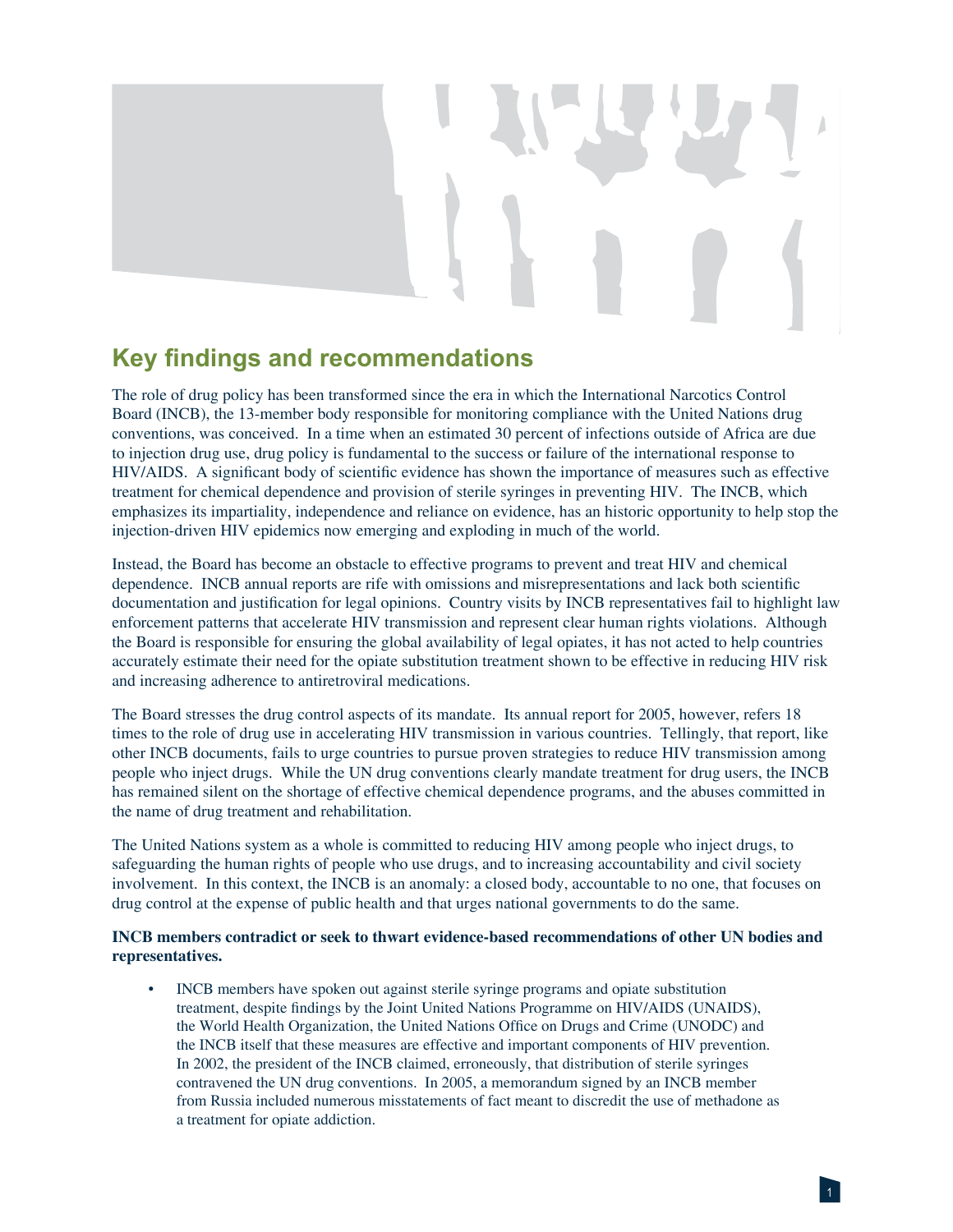## Key findings and recommendations

The role of drug policy has been transformed since the era in which the International Narcotics Control Board (INCB), the 13-member body responsible for monitoring compliance with the United Nations drug conventions, was conceived. In a time when an estimated 30 percent of infections outside of Africa are due to injection drug use, drug policy is fundamental to the success or failure of the international response to HIV/AIDS. A significant body of scientific evidence has shown the importance of measures such as effective treatment for chemical dependence and provision of sterile syringes in preventing HIV. The INCB, which emphasizes its impartiality, independence and reliance on evidence, has an historic opportunity to help stop the injection-driven HIV epidemics now emerging and exploding in much of the world.

Instead, the Board has become an obstacle to effective programs to prevent and treat HIV and chemical dependence. INCB annual reports are rife with omissions and misrepresentations and lack both scientific documentation and justification for legal opinions. Country visits by INCB representatives fail to highlight law enforcement patterns that accelerate HIV transmission and represent clear human rights violations. Although the Board is responsible for ensuring the global availability of legal opiates, it has not acted to help countries accurately estimate their need for the opiate substitution treatment shown to be effective in reducing HIV risk and increasing adherence to antiretroviral medications.

The Board stresses the drug control aspects of its mandate. Its annual report for 2005, however, refers 18 times to the role of drug use in accelerating HIV transmission in various countries. Tellingly, that report, like other INCB documents, fails to urge countries to pursue proven strategies to reduce HIV transmission among people who inject drugs. While the UN drug conventions clearly mandate treatment for drug users, the INCB has remained silent on the shortage of effective chemical dependence programs, and the abuses committed in the name of drug treatment and rehabilitation.

The United Nations system as a whole is committed to reducing HIV among people who inject drugs, to safeguarding the human rights of people who use drugs, and to increasing accountability and civil society involvement. In this context, the INCB is an anomaly: a closed body, accountable to no one, that focuses on drug control at the expense of public health and that urges national governments to do the same.

**INCB members contradict or seek to thwart evidence-based recommendations of other UN bodies and representatives.**

- INCB members have spoken out against sterile syringe programs and opiate substitution treatment, despite findings by the Joint United Nations Programme on HIV/AIDS (UNAIDS), the World Health Organization, the United Nations Office on Drugs and Crime (UNODC) and the INCB itself that these measures are effective and important components of HIV prevention. In 2002, the president of the INCB claimed, erroneously, that distribution of sterile syringes contravened the UN drug conventions. In 2005, a memorandum signed by an INCB member from Russia included numerous misstatements of fact meant to discredit the use of methadone as a treatment for opiate addiction.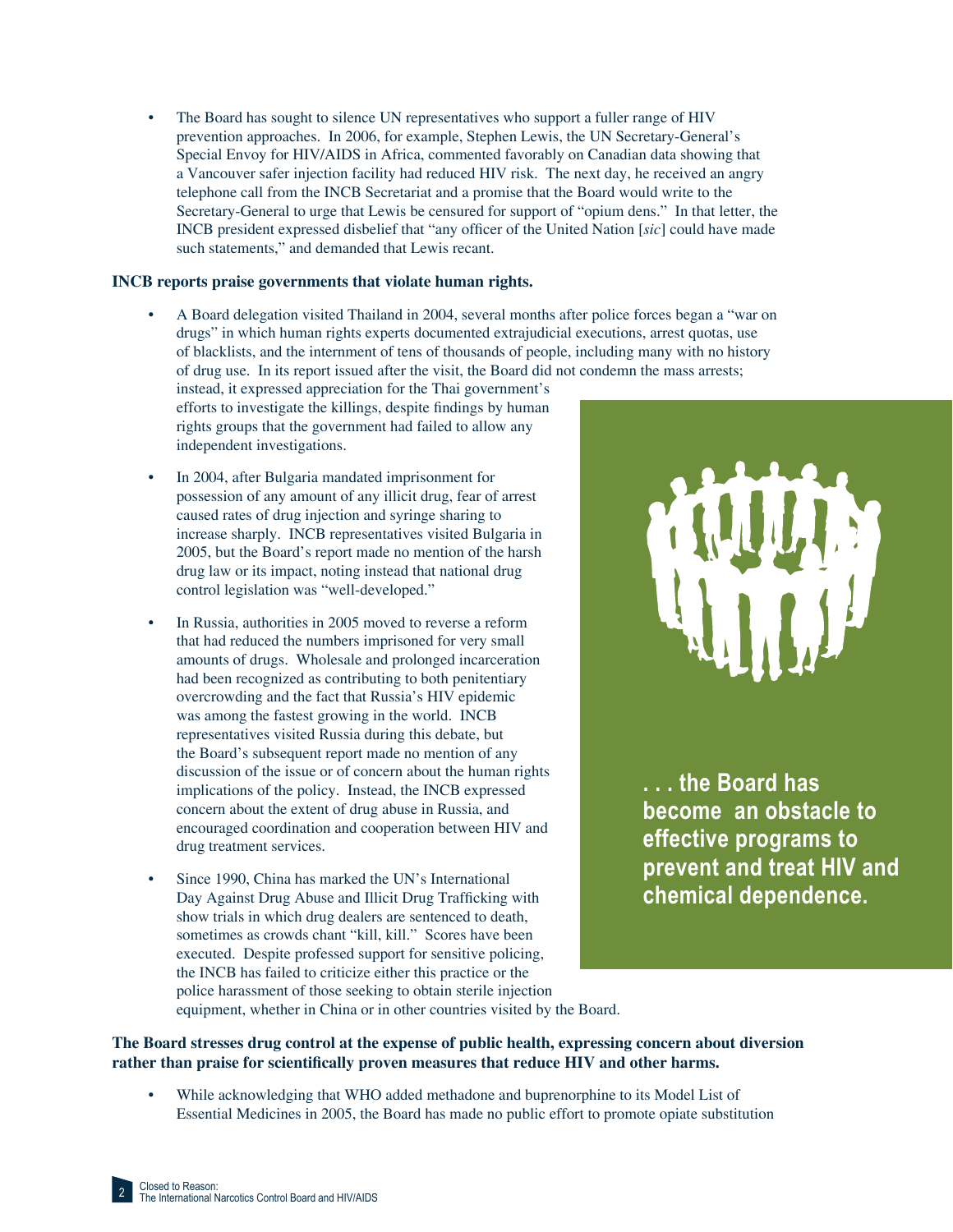- The Board has sought to silence UN representatives who support a fuller range of HIV prevention approaches. In 2006, for example, Stephen Lewis, the UN Secretary-General's Special Envoy for HIV/AIDS in Africa, commented favorably on Canadian data showing that a Vancouver safer injection facility had reduced HIV risk. The next day, he received an angry telephone call from the INCB Secretariat and a promise that the Board would write to the Secretary-General to urge that Lewis be censured for support of "opium dens." In that letter, the INCB president expressed disbelief that "any officer of the United Nation [*sic*] could have made such statements," and demanded that Lewis recant.

**INCB reports praise governments that violate human rights.**

- A Board delegation visited Thailand in 2004, several months after police forces began a "war on drugs" in which human rights experts documented extrajudicial executions, arrest quotas, use of blacklists, and the internment of tens of thousands of people, including many with no history of drug use. In its report issued after the visit, the Board did not condemn the mass arrests; instead, it expressed appreciation for the Thai government's efforts to investigate the killings, despite findings by human rights groups that the government had failed to allow any independent investigations.

- In 2004, after Bulgaria mandated imprisonment for possession of any amount of any illicit drug, fear of arrest caused rates of drug injection and syringe sharing to increase sharply. INCB representatives visited Bulgaria in 2005, but the Board's report made no mention of the harsh drug law or its impact, noting instead that national drug control legislation was "well-developed."

- In Russia, authorities in 2005 moved to reverse a reform that had reduced the numbers imprisoned for very small amounts of drugs. Wholesale and prolonged incarceration had been recognized as contributing to both penitentiary overcrowding and the fact that Russia's HIV epidemic was among the fastest growing in the world. INCB representatives visited Russia during this debate, but the Board's subsequent report made no mention of any discussion of the issue or of concern about the human rights implications of the policy. Instead, the INCB expressed concern about the extent of drug abuse in Russia, and encouraged coordination and cooperation between HIV and drug treatment services.

- Since 1990, China has marked the UN's International Day Against Drug Abuse and Illicit Drug Trafficking with show trials in which drug dealers are sentenced to death, sometimes as crowds chant "kill, kill." Scores have been executed. Despite professed support for sensitive policing, the INCB has failed to criticize either this practice or the police harassment of those seeking to obtain sterile injection equipment, whether in China or in other countries visited by the Board.

**. . . the Board has become an obstacle to effective programs to prevent and treat HIV and chemical dependence.**

**The Board stresses drug control at the expense of public health, expressing concern about diversion rather than praise for scientifically proven measures that reduce HIV and other harms.**

- While acknowledging that WHO added methadone and buprenorphine to its Model List of Essential Medicines in 2005, the Board has made no public effort to promote opiate substitution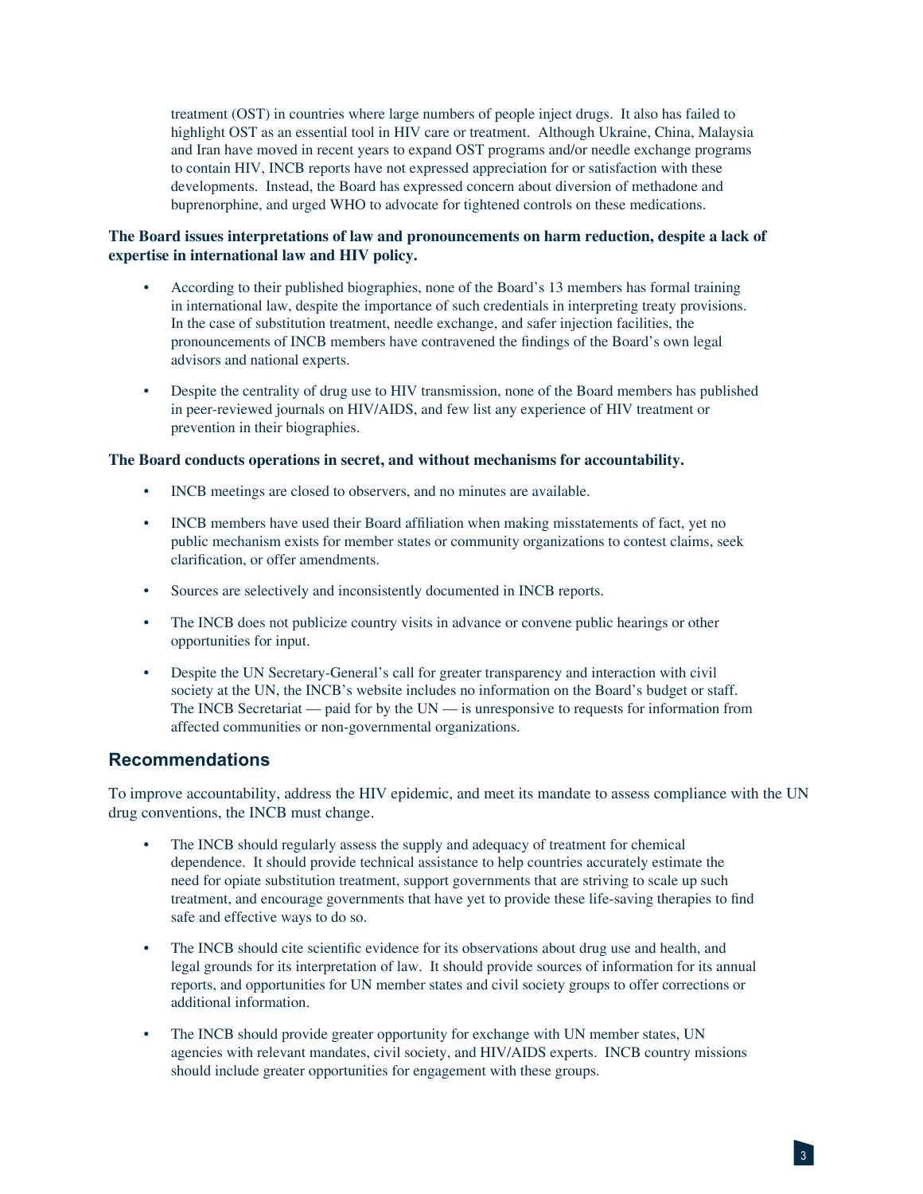treatment (OST) in countries where large numbers of people inject drugs. It also has failed to highlight OST as an essential tool in HIV care or treatment. Although Ukraine, China, Malaysia and Iran have moved in recent years to expand OST programs and/or needle exchange programs to contain HIV, INCB reports have not expressed appreciation for or satisfaction with these developments. Instead, the Board has expressed concern about diversion of methadone and buprenorphine, and urged WHO to advocate for tightened controls on these medications.

**The Board issues interpretations of law and pronouncements on harm reduction, despite a lack of expertise in international law and HIV policy.**

- According to their published biographies, none of the Board's 13 members has formal training in international law, despite the importance of such credentials in interpreting treaty provisions. In the case of substitution treatment, needle exchange, and safer injection facilities, the pronouncements of INCB members have contravened the findings of the Board's own legal advisors and national experts.
- Despite the centrality of drug use to HIV transmission, none of the Board members has published in peer-reviewed journals on HIV/AIDS, and few list any experience of HIV treatment or prevention in their biographies.

**The Board conducts operations in secret, and without mechanisms for accountability.**

- INCB meetings are closed to observers, and no minutes are available.
- INCB members have used their Board affiliation when making misstatements of fact, yet no public mechanism exists for member states or community organizations to contest claims, seek clarification, or offer amendments.
- Sources are selectively and inconsistently documented in INCB reports.
- The INCB does not publicize country visits in advance or convene public hearings or other opportunities for input.
- Despite the UN Secretary-General's call for greater transparency and interaction with civil society at the UN, the INCB's website includes no information on the Board's budget or staff. The INCB Secretariat — paid for by the UN — is unresponsive to requests for information from affected communities or non-governmental organizations.

## Recommendations

To improve accountability, address the HIV epidemic, and meet its mandate to assess compliance with the UN drug conventions, the INCB must change.

- The INCB should regularly assess the supply and adequacy of treatment for chemical dependence. It should provide technical assistance to help countries accurately estimate the need for opiate substitution treatment, support governments that are striving to scale up such treatment, and encourage governments that have yet to provide these life-saving therapies to find safe and effective ways to do so.
- The INCB should cite scientific evidence for its observations about drug use and health, and legal grounds for its interpretation of law. It should provide sources of information for its annual reports, and opportunities for UN member states and civil society groups to offer corrections or additional information.
- The INCB should provide greater opportunity for exchange with UN member states, UN agencies with relevant mandates, civil society, and HIV/AIDS experts. INCB country missions should include greater opportunities for engagement with these groups.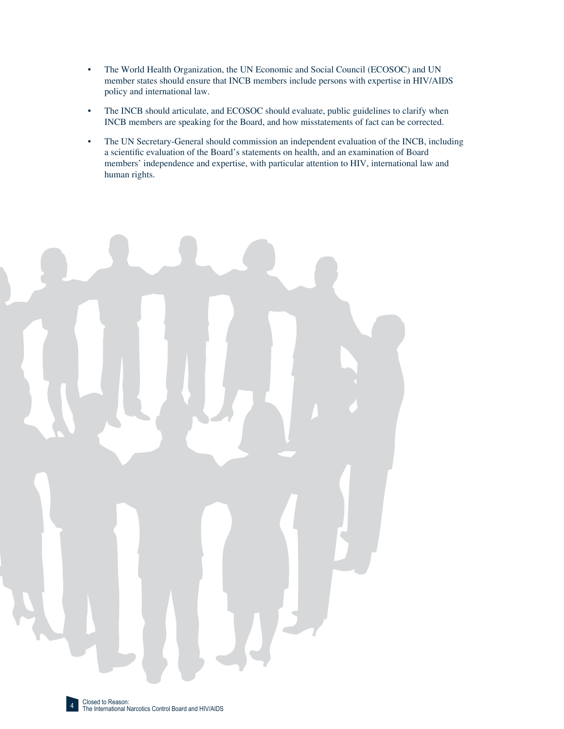- The World Health Organization, the UN Economic and Social Council (ECOSOC) and UN member states should ensure that INCB members include persons with expertise in HIV/AIDS policy and international law.
- The INCB should articulate, and ECOSOC should evaluate, public guidelines to clarify when INCB members are speaking for the Board, and how misstatements of fact can be corrected.
- The UN Secretary-General should commission an independent evaluation of the INCB, including a scientific evaluation of the Board's statements on health, and an examination of Board members' independence and expertise, with particular attention to HIV, international law and human rights.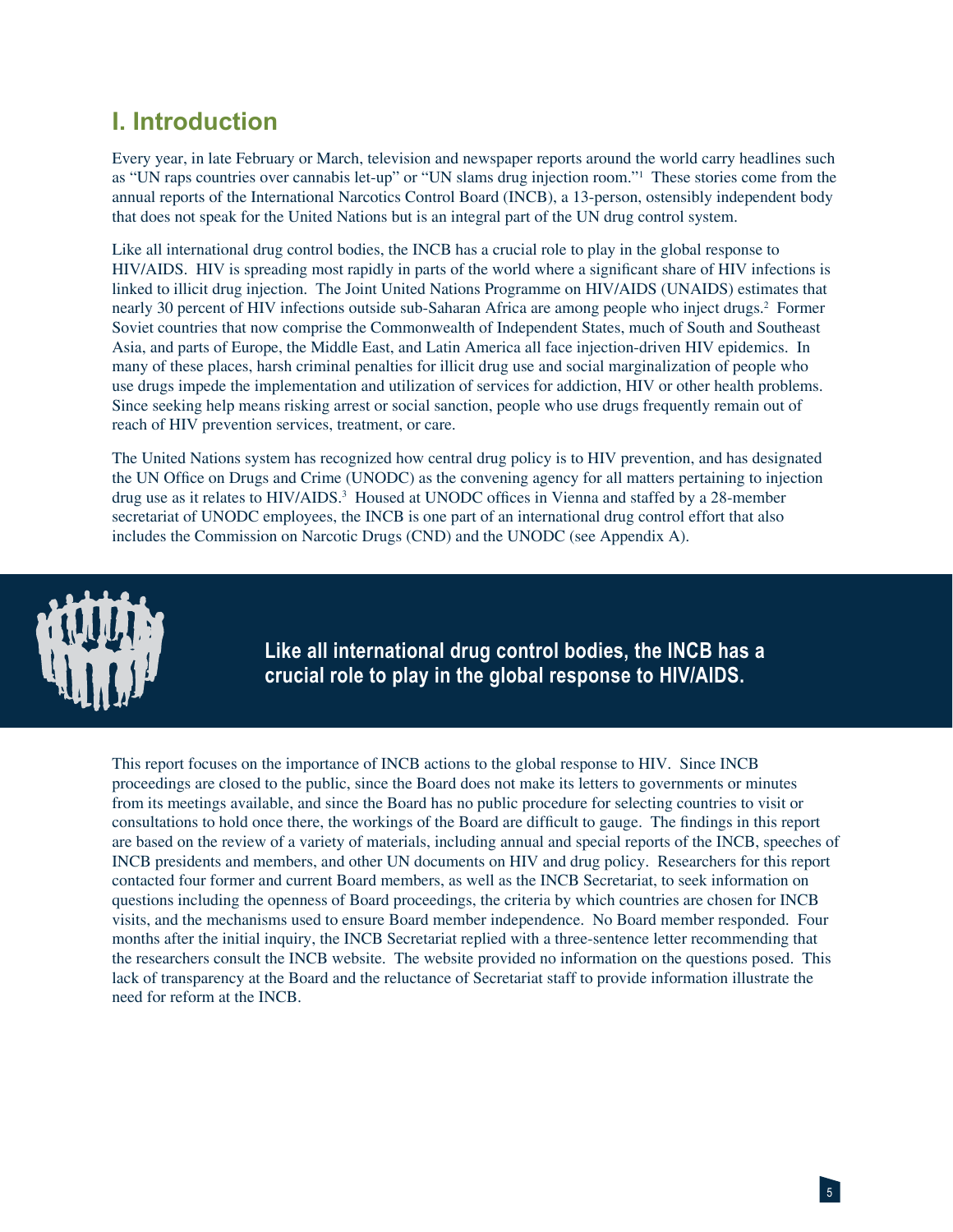## I. Introduction

Every year, in late February or March, television and newspaper reports around the world carry headlines such as "UN raps countries over cannabis let-up" or "UN slams drug injection room."[1] These stories come from the annual reports of the International Narcotics Control Board (INCB), a 13-person, ostensibly independent body that does not speak for the United Nations but is an integral part of the UN drug control system.

Like all international drug control bodies, the INCB has a crucial role to play in the global response to HIV/AIDS. HIV is spreading most rapidly in parts of the world where a significant share of HIV infections is linked to illicit drug injection. The Joint United Nations Programme on HIV/AIDS (UNAIDS) estimates that nearly 30 percent of HIV infections outside sub-Saharan Africa are among people who inject drugs.[2] Former Soviet countries that now comprise the Commonwealth of Independent States, much of South and Southeast Asia, and parts of Europe, the Middle East, and Latin America all face injection-driven HIV epidemics. In many of these places, harsh criminal penalties for illicit drug use and social marginalization of people who use drugs impede the implementation and utilization of services for addiction, HIV or other health problems. Since seeking help means risking arrest or social sanction, people who use drugs frequently remain out of reach of HIV prevention services, treatment, or care.

The United Nations system has recognized how central drug policy is to HIV prevention, and has designated the UN Office on Drugs and Crime (UNODC) as the convening agency for all matters pertaining to injection drug use as it relates to HIV/AIDS.[3] Housed at UNODC offices in Vienna and staffed by a 28-member secretariat of UNODC employees, the INCB is one part of an international drug control effort that also includes the Commission on Narcotic Drugs (CND) and the UNODC (see Appendix A).

**Like all international drug control bodies, the INCB has a crucial role to play in the global response to HIV/AIDS.**

This report focuses on the importance of INCB actions to the global response to HIV. Since INCB proceedings are closed to the public, since the Board does not make its letters to governments or minutes from its meetings available, and since the Board has no public procedure for selecting countries to visit or consultations to hold once there, the workings of the Board are difficult to gauge. The findings in this report are based on the review of a variety of materials, including annual and special reports of the INCB, speeches of INCB presidents and members, and other UN documents on HIV and drug policy. Researchers for this report contacted four former and current Board members, as well as the INCB Secretariat, to seek information on questions including the openness of Board proceedings, the criteria by which countries are chosen for INCB visits, and the mechanisms used to ensure Board member independence. No Board member responded. Four months after the initial inquiry, the INCB Secretariat replied with a three-sentence letter recommending that the researchers consult the INCB website. The website provided no information on the questions posed. This lack of transparency at the Board and the reluctance of Secretariat staff to provide information illustrate the need for reform at the INCB.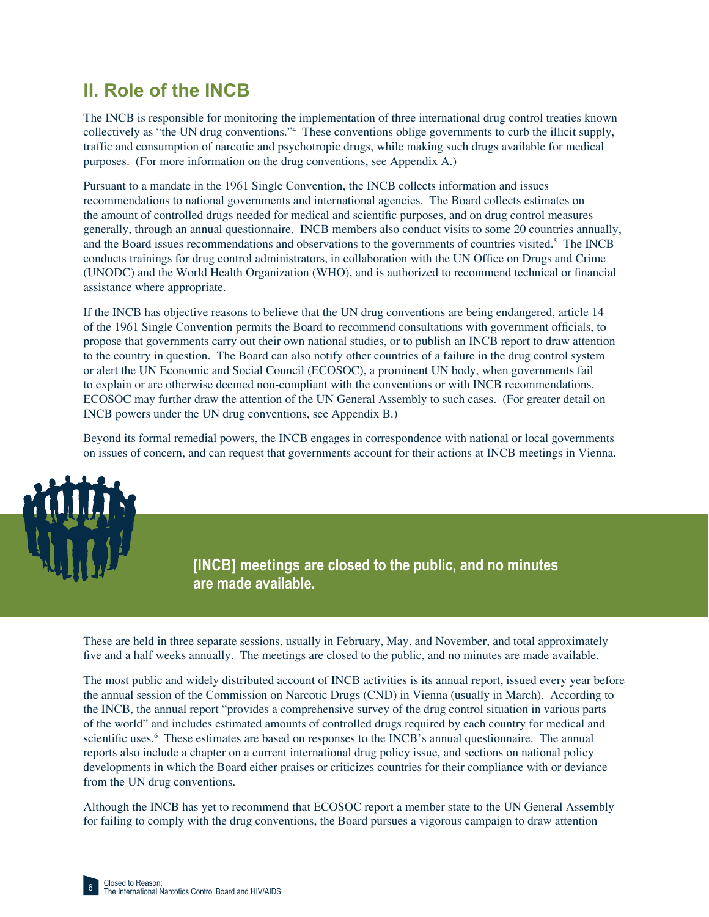## II. Role of the INCB

The INCB is responsible for monitoring the implementation of three international drug control treaties known collectively as "the UN drug conventions."[4] These conventions oblige governments to curb the illicit supply, traffic and consumption of narcotic and psychotropic drugs, while making such drugs available for medical purposes. (For more information on the drug conventions, see Appendix A.)

Pursuant to a mandate in the 1961 Single Convention, the INCB collects information and issues recommendations to national governments and international agencies. The Board collects estimates on the amount of controlled drugs needed for medical and scientific purposes, and on drug control measures generally, through an annual questionnaire. INCB members also conduct visits to some 20 countries annually, and the Board issues recommendations and observations to the governments of countries visited.[5] The INCB conducts trainings for drug control administrators, in collaboration with the UN Office on Drugs and Crime (UNODC) and the World Health Organization (WHO), and is authorized to recommend technical or financial assistance where appropriate.

If the INCB has objective reasons to believe that the UN drug conventions are being endangered, article 14 of the 1961 Single Convention permits the Board to recommend consultations with government officials, to propose that governments carry out their own national studies, or to publish an INCB report to draw attention to the country in question. The Board can also notify other countries of a failure in the drug control system or alert the UN Economic and Social Council (ECOSOC), a prominent UN body, when governments fail to explain or are otherwise deemed non-compliant with the conventions or with INCB recommendations. ECOSOC may further draw the attention of the UN General Assembly to such cases. (For greater detail on INCB powers under the UN drug conventions, see Appendix B.)

Beyond its formal remedial powers, the INCB engages in correspondence with national or local governments on issues of concern, and can request that governments account for their actions at INCB meetings in Vienna.

**[INCB] meetings are closed to the public, and no minutes are made available.**

These are held in three separate sessions, usually in February, May, and November, and total approximately five and a half weeks annually. The meetings are closed to the public, and no minutes are made available.

The most public and widely distributed account of INCB activities is its annual report, issued every year before the annual session of the Commission on Narcotic Drugs (CND) in Vienna (usually in March). According to the INCB, the annual report "provides a comprehensive survey of the drug control situation in various parts of the world" and includes estimated amounts of controlled drugs required by each country for medical and scientific uses.[6] These estimates are based on responses to the INCB's annual questionnaire. The annual reports also include a chapter on a current international drug policy issue, and sections on national policy developments in which the Board either praises or criticizes countries for their compliance with or deviance from the UN drug conventions.

Although the INCB has yet to recommend that ECOSOC report a member state to the UN General Assembly for failing to comply with the drug conventions, the Board pursues a vigorous campaign to draw attention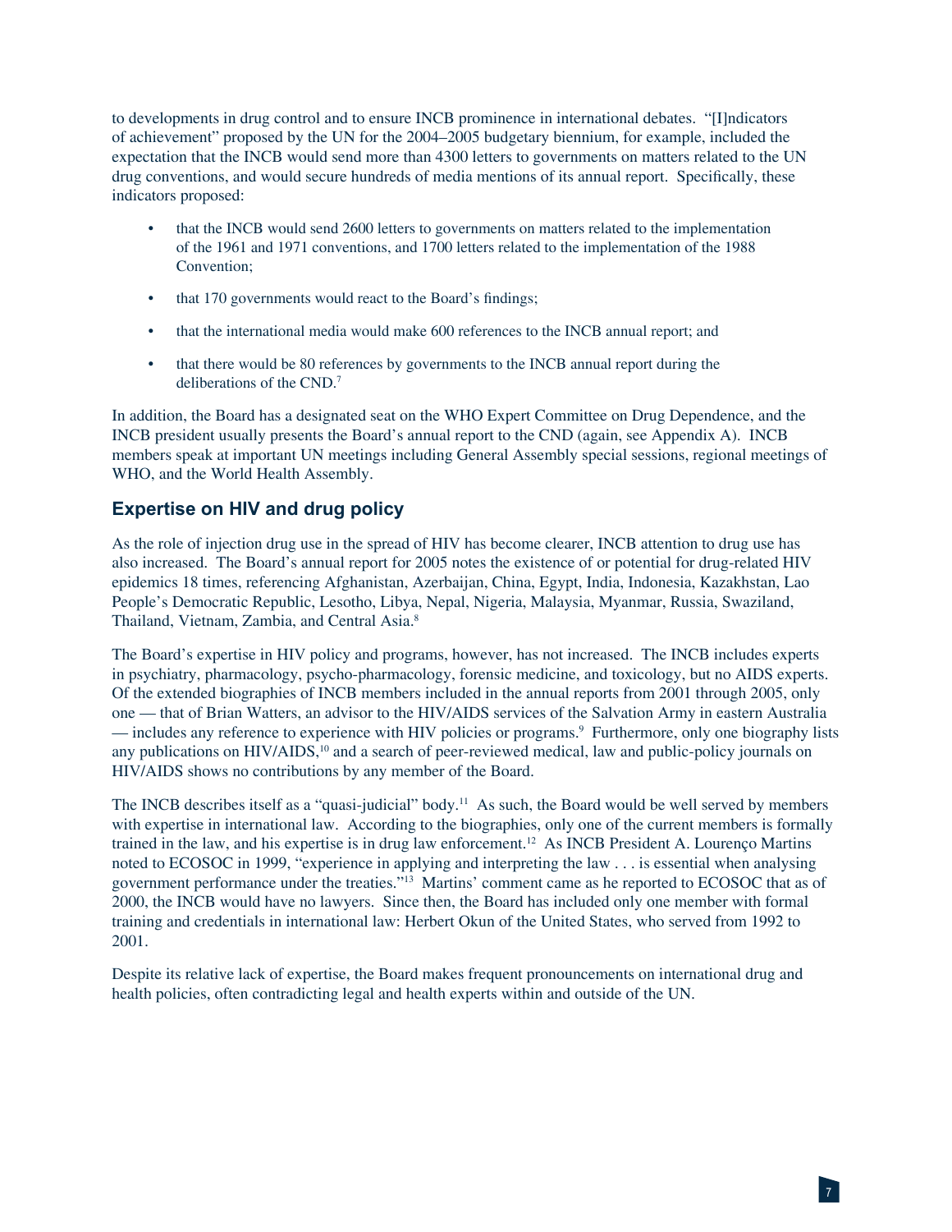to developments in drug control and to ensure INCB prominence in international debates. "[I]ndicators of achievement" proposed by the UN for the 2004–2005 budgetary biennium, for example, included the expectation that the INCB would send more than 4300 letters to governments on matters related to the UN drug conventions, and would secure hundreds of media mentions of its annual report. Specifically, these indicators proposed:

- that the INCB would send 2600 letters to governments on matters related to the implementation of the 1961 and 1971 conventions, and 1700 letters related to the implementation of the 1988 Convention;
- that 170 governments would react to the Board's findings;
- that the international media would make 600 references to the INCB annual report; and
- that there would be 80 references by governments to the INCB annual report during the deliberations of the CND.[7]

In addition, the Board has a designated seat on the WHO Expert Committee on Drug Dependence, and the INCB president usually presents the Board's annual report to the CND (again, see Appendix A). INCB members speak at important UN meetings including General Assembly special sessions, regional meetings of WHO, and the World Health Assembly.

## Expertise on HIV and drug policy

As the role of injection drug use in the spread of HIV has become clearer, INCB attention to drug use has also increased. The Board's annual report for 2005 notes the existence of or potential for drug-related HIV epidemics 18 times, referencing Afghanistan, Azerbaijan, China, Egypt, India, Indonesia, Kazakhstan, Lao People's Democratic Republic, Lesotho, Libya, Nepal, Nigeria, Malaysia, Myanmar, Russia, Swaziland, Thailand, Vietnam, Zambia, and Central Asia.[8]

The Board's expertise in HIV policy and programs, however, has not increased. The INCB includes experts in psychiatry, pharmacology, psycho-pharmacology, forensic medicine, and toxicology, but no AIDS experts. Of the extended biographies of INCB members included in the annual reports from 2001 through 2005, only one — that of Brian Watters, an advisor to the HIV/AIDS services of the Salvation Army in eastern Australia — includes any reference to experience with HIV policies or programs.[9] Furthermore, only one biography lists any publications on HIV/AIDS,[10] and a search of peer-reviewed medical, law and public-policy journals on HIV/AIDS shows no contributions by any member of the Board.

The INCB describes itself as a "quasi-judicial" body.[11] As such, the Board would be well served by members with expertise in international law. According to the biographies, only one of the current members is formally trained in the law, and his expertise is in drug law enforcement.[12] As INCB President A. Lourenço Martins noted to ECOSOC in 1999, "experience in applying and interpreting the law . . . is essential when analysing government performance under the treaties."[13] Martins' comment came as he reported to ECOSOC that as of 2000, the INCB would have no lawyers. Since then, the Board has included only one member with formal training and credentials in international law: Herbert Okun of the United States, who served from 1992 to 2001.

Despite its relative lack of expertise, the Board makes frequent pronouncements on international drug and health policies, often contradicting legal and health experts within and outside of the UN.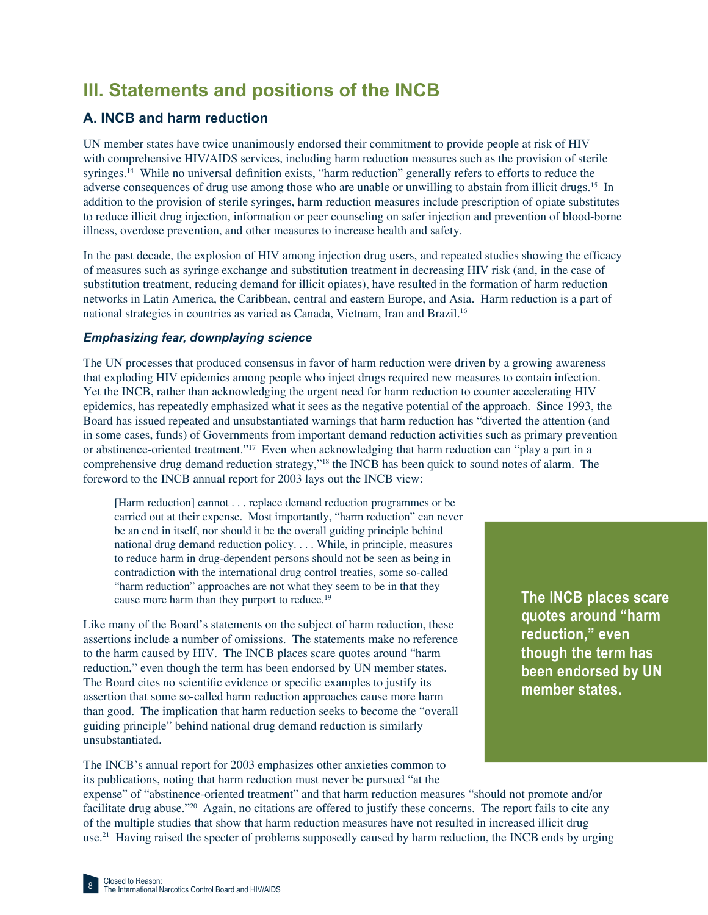# III. Statements and positions of the INCB

## A. INCB and harm reduction

UN member states have twice unanimously endorsed their commitment to provide people at risk of HIV with comprehensive HIV/AIDS services, including harm reduction measures such as the provision of sterile syringes.[14] While no universal definition exists, "harm reduction" generally refers to efforts to reduce the adverse consequences of drug use among those who are unable or unwilling to abstain from illicit drugs.[15] In addition to the provision of sterile syringes, harm reduction measures include prescription of opiate substitutes to reduce illicit drug injection, information or peer counseling on safer injection and prevention of blood-borne illness, overdose prevention, and other measures to increase health and safety.

In the past decade, the explosion of HIV among injection drug users, and repeated studies showing the efficacy of measures such as syringe exchange and substitution treatment in decreasing HIV risk (and, in the case of substitution treatment, reducing demand for illicit opiates), have resulted in the formation of harm reduction networks in Latin America, the Caribbean, central and eastern Europe, and Asia. Harm reduction is a part of national strategies in countries as varied as Canada, Vietnam, Iran and Brazil.[16]

### *Emphasizing fear, downplaying science*

The UN processes that produced consensus in favor of harm reduction were driven by a growing awareness that exploding HIV epidemics among people who inject drugs required new measures to contain infection. Yet the INCB, rather than acknowledging the urgent need for harm reduction to counter accelerating HIV epidemics, has repeatedly emphasized what it sees as the negative potential of the approach. Since 1993, the Board has issued repeated and unsubstantiated warnings that harm reduction has "diverted the attention (and in some cases, funds) of Governments from important demand reduction activities such as primary prevention or abstinence-oriented treatment."[17] Even when acknowledging that harm reduction can "play a part in a comprehensive drug demand reduction strategy,"[18] the INCB has been quick to sound notes of alarm. The foreword to the INCB annual report for 2003 lays out the INCB view:

> [Harm reduction] cannot . . . replace demand reduction programmes or be carried out at their expense. Most importantly, "harm reduction" can never be an end in itself, nor should it be the overall guiding principle behind national drug demand reduction policy. . . . While, in principle, measures to reduce harm in drug-dependent persons should not be seen as being in contradiction with the international drug control treaties, some so-called "harm reduction" approaches are not what they seem to be in that they cause more harm than they purport to reduce.[19]

Like many of the Board's statements on the subject of harm reduction, these assertions include a number of omissions. The statements make no reference to the harm caused by HIV. The INCB places scare quotes around "harm reduction," even though the term has been endorsed by UN member states. The Board cites no scientific evidence or specific examples to justify its assertion that some so-called harm reduction approaches cause more harm than good. The implication that harm reduction seeks to become the "overall guiding principle" behind national drug demand reduction is similarly unsubstantiated.

**The INCB places scare quotes around "harm reduction," even though the term has been endorsed by UN member states.**

The INCB's annual report for 2003 emphasizes other anxieties common to its publications, noting that harm reduction must never be pursued "at the expense" of "abstinence-oriented treatment" and that harm reduction measures "should not promote and/or facilitate drug abuse."[20] Again, no citations are offered to justify these concerns. The report fails to cite any of the multiple studies that show that harm reduction measures have not resulted in increased illicit drug use.[21] Having raised the specter of problems supposedly caused by harm reduction, the INCB ends by urging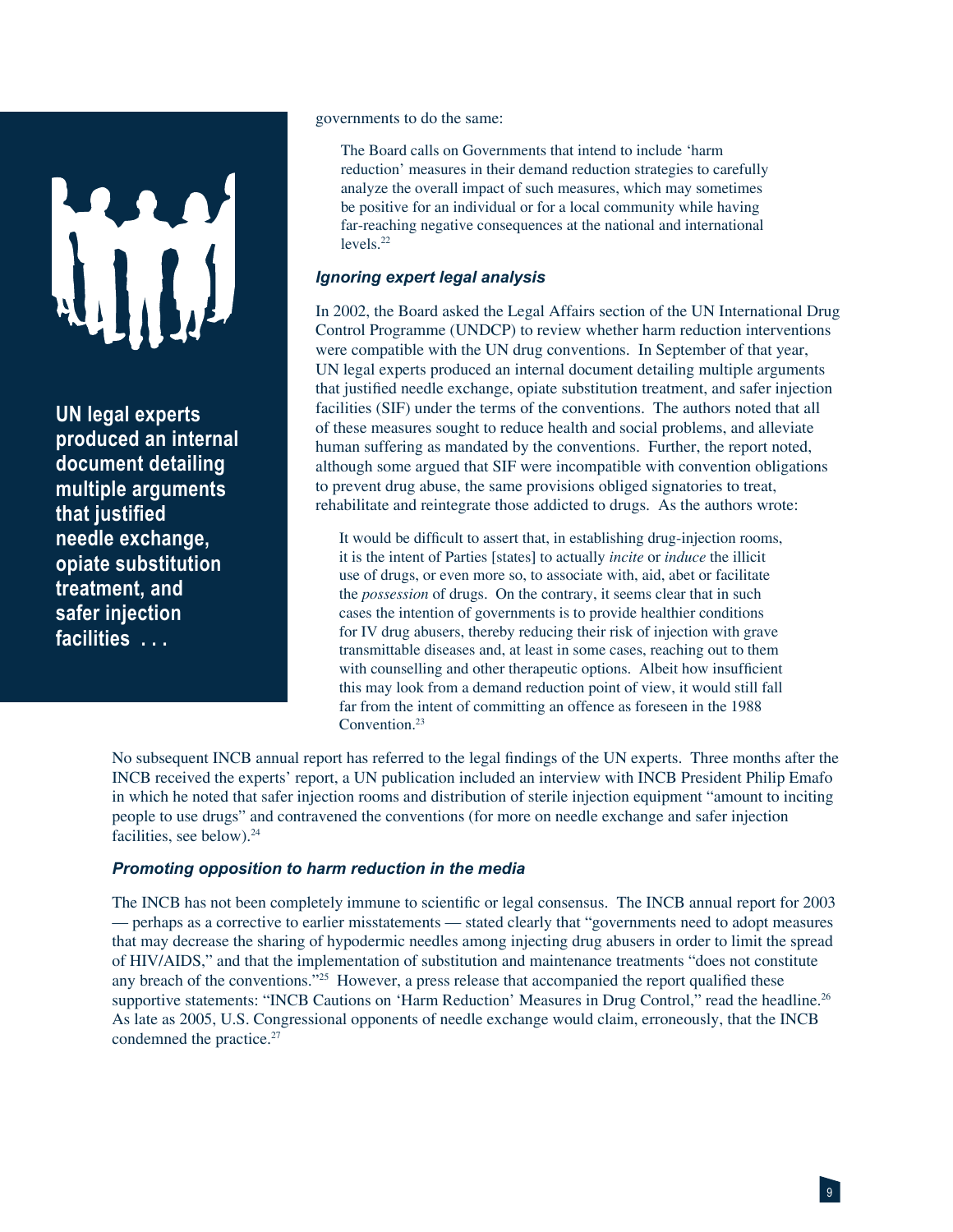**UN legal experts produced an internal document detailing multiple arguments that justified needle exchange, opiate substitution treatment, and safer injection facilities . . .**

governments to do the same:

> The Board calls on Governments that intend to include 'harm reduction' measures in their demand reduction strategies to carefully analyze the overall impact of such measures, which may sometimes be positive for an individual or for a local community while having far-reaching negative consequences at the national and international levels.[22]

### *Ignoring expert legal analysis*

In 2002, the Board asked the Legal Affairs section of the UN International Drug Control Programme (UNDCP) to review whether harm reduction interventions were compatible with the UN drug conventions. In September of that year, UN legal experts produced an internal document detailing multiple arguments that justified needle exchange, opiate substitution treatment, and safer injection facilities (SIF) under the terms of the conventions. The authors noted that all of these measures sought to reduce health and social problems, and alleviate human suffering as mandated by the conventions. Further, the report noted, although some argued that SIF were incompatible with convention obligations to prevent drug abuse, the same provisions obliged signatories to treat, rehabilitate and reintegrate those addicted to drugs. As the authors wrote:

> It would be difficult to assert that, in establishing drug-injection rooms, it is the intent of Parties [states] to actually *incite* or *induce* the illicit use of drugs, or even more so, to associate with, aid, abet or facilitate the *possession* of drugs. On the contrary, it seems clear that in such cases the intention of governments is to provide healthier conditions for IV drug abusers, thereby reducing their risk of injection with grave transmittable diseases and, at least in some cases, reaching out to them with counselling and other therapeutic options. Albeit how insufficient this may look from a demand reduction point of view, it would still fall far from the intent of committing an offence as foreseen in the 1988 Convention.[23]

No subsequent INCB annual report has referred to the legal findings of the UN experts. Three months after the INCB received the experts' report, a UN publication included an interview with INCB President Philip Emafo in which he noted that safer injection rooms and distribution of sterile injection equipment "amount to inciting people to use drugs" and contravened the conventions (for more on needle exchange and safer injection facilities, see below).[24]

### *Promoting opposition to harm reduction in the media*

The INCB has not been completely immune to scientific or legal consensus. The INCB annual report for 2003 — perhaps as a corrective to earlier misstatements — stated clearly that "governments need to adopt measures that may decrease the sharing of hypodermic needles among injecting drug abusers in order to limit the spread of HIV/AIDS," and that the implementation of substitution and maintenance treatments "does not constitute any breach of the conventions."[25] However, a press release that accompanied the report qualified these supportive statements: "INCB Cautions on 'Harm Reduction' Measures in Drug Control," read the headline.[26] As late as 2005, U.S. Congressional opponents of needle exchange would claim, erroneously, that the INCB condemned the practice.[27]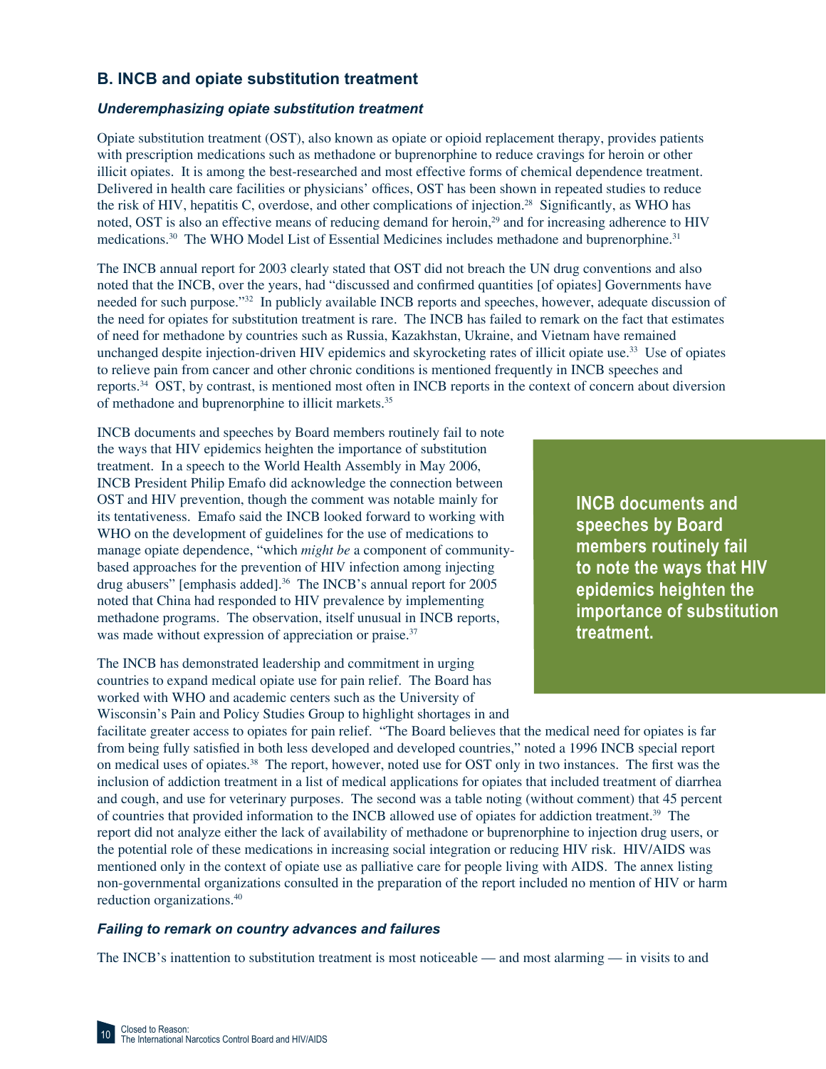## B. INCB and opiate substitution treatment

### *Underemphasizing opiate substitution treatment*

Opiate substitution treatment (OST), also known as opiate or opioid replacement therapy, provides patients with prescription medications such as methadone or buprenorphine to reduce cravings for heroin or other illicit opiates. It is among the best-researched and most effective forms of chemical dependence treatment. Delivered in health care facilities or physicians' offices, OST has been shown in repeated studies to reduce the risk of HIV, hepatitis C, overdose, and other complications of injection.[28] Significantly, as WHO has noted, OST is also an effective means of reducing demand for heroin,[29] and for increasing adherence to HIV medications.[30] The WHO Model List of Essential Medicines includes methadone and buprenorphine.[31]

The INCB annual report for 2003 clearly stated that OST did not breach the UN drug conventions and also noted that the INCB, over the years, had "discussed and confirmed quantities [of opiates] Governments have needed for such purpose."[32] In publicly available INCB reports and speeches, however, adequate discussion of the need for opiates for substitution treatment is rare. The INCB has failed to remark on the fact that estimates of need for methadone by countries such as Russia, Kazakhstan, Ukraine, and Vietnam have remained unchanged despite injection-driven HIV epidemics and skyrocketing rates of illicit opiate use.[33] Use of opiates to relieve pain from cancer and other chronic conditions is mentioned frequently in INCB speeches and reports.[34] OST, by contrast, is mentioned most often in INCB reports in the context of concern about diversion of methadone and buprenorphine to illicit markets.[35]

INCB documents and speeches by Board members routinely fail to note the ways that HIV epidemics heighten the importance of substitution treatment. In a speech to the World Health Assembly in May 2006, INCB President Philip Emafo did acknowledge the connection between OST and HIV prevention, though the comment was notable mainly for its tentativeness. Emafo said the INCB looked forward to working with WHO on the development of guidelines for the use of medications to manage opiate dependence, "which *might be* a component of community-based approaches for the prevention of HIV infection among injecting drug abusers" [emphasis added].[36] The INCB's annual report for 2005 noted that China had responded to HIV prevalence by implementing methadone programs. The observation, itself unusual in INCB reports, was made without expression of appreciation or praise.[37]

**INCB documents and speeches by Board members routinely fail to note the ways that HIV epidemics heighten the importance of substitution treatment.**

The INCB has demonstrated leadership and commitment in urging countries to expand medical opiate use for pain relief. The Board has worked with WHO and academic centers such as the University of Wisconsin's Pain and Policy Studies Group to highlight shortages in and facilitate greater access to opiates for pain relief. "The Board believes that the medical need for opiates is far from being fully satisfied in both less developed and developed countries," noted a 1996 INCB special report on medical uses of opiates.[38] The report, however, noted use for OST only in two instances. The first was the inclusion of addiction treatment in a list of medical applications for opiates that included treatment of diarrhea and cough, and use for veterinary purposes. The second was a table noting (without comment) that 45 percent of countries that provided information to the INCB allowed use of opiates for addiction treatment.[39] The report did not analyze either the lack of availability of methadone or buprenorphine to injection drug users, or the potential role of these medications in increasing social integration or reducing HIV risk. HIV/AIDS was mentioned only in the context of opiate use as palliative care for people living with AIDS. The annex listing non-governmental organizations consulted in the preparation of the report included no mention of HIV or harm reduction organizations.[40]

### *Failing to remark on country advances and failures*

The INCB's inattention to substitution treatment is most noticeable — and most alarming — in visits to and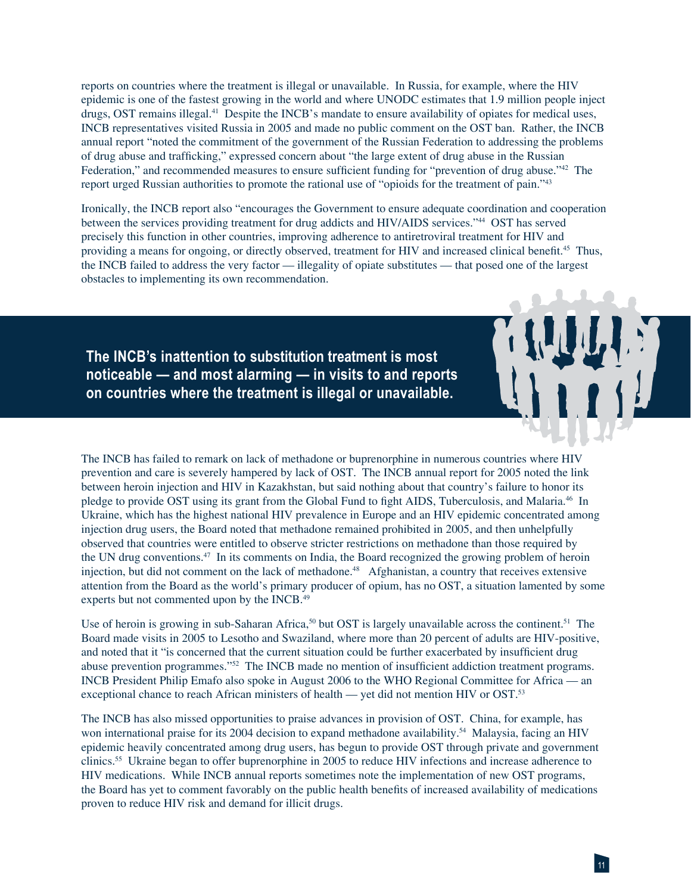reports on countries where the treatment is illegal or unavailable. In Russia, for example, where the HIV epidemic is one of the fastest growing in the world and where UNODC estimates that 1.9 million people inject drugs, OST remains illegal.[41] Despite the INCB's mandate to ensure availability of opiates for medical uses, INCB representatives visited Russia in 2005 and made no public comment on the OST ban. Rather, the INCB annual report "noted the commitment of the government of the Russian Federation to addressing the problems of drug abuse and trafficking," expressed concern about "the large extent of drug abuse in the Russian Federation," and recommended measures to ensure sufficient funding for "prevention of drug abuse."[42] The report urged Russian authorities to promote the rational use of "opioids for the treatment of pain."[43]

Ironically, the INCB report also "encourages the Government to ensure adequate coordination and cooperation between the services providing treatment for drug addicts and HIV/AIDS services."[44] OST has served precisely this function in other countries, improving adherence to antiretroviral treatment for HIV and providing a means for ongoing, or directly observed, treatment for HIV and increased clinical benefit.[45] Thus, the INCB failed to address the very factor — illegality of opiate substitutes — that posed one of the largest obstacles to implementing its own recommendation.

**The INCB's inattention to substitution treatment is most noticeable — and most alarming — in visits to and reports on countries where the treatment is illegal or unavailable.**

The INCB has failed to remark on lack of methadone or buprenorphine in numerous countries where HIV prevention and care is severely hampered by lack of OST. The INCB annual report for 2005 noted the link between heroin injection and HIV in Kazakhstan, but said nothing about that country's failure to honor its pledge to provide OST using its grant from the Global Fund to fight AIDS, Tuberculosis, and Malaria.[46] In Ukraine, which has the highest national HIV prevalence in Europe and an HIV epidemic concentrated among injection drug users, the Board noted that methadone remained prohibited in 2005, and then unhelpfully observed that countries were entitled to observe stricter restrictions on methadone than those required by the UN drug conventions.[47] In its comments on India, the Board recognized the growing problem of heroin injection, but did not comment on the lack of methadone.[48] Afghanistan, a country that receives extensive attention from the Board as the world's primary producer of opium, has no OST, a situation lamented by some experts but not commented upon by the INCB.[49]

Use of heroin is growing in sub-Saharan Africa,[50] but OST is largely unavailable across the continent.[51] The Board made visits in 2005 to Lesotho and Swaziland, where more than 20 percent of adults are HIV-positive, and noted that it "is concerned that the current situation could be further exacerbated by insufficient drug abuse prevention programmes."[52] The INCB made no mention of insufficient addiction treatment programs. INCB President Philip Emafo also spoke in August 2006 to the WHO Regional Committee for Africa — an exceptional chance to reach African ministers of health — yet did not mention HIV or OST.[53]

The INCB has also missed opportunities to praise advances in provision of OST. China, for example, has won international praise for its 2004 decision to expand methadone availability.[54] Malaysia, facing an HIV epidemic heavily concentrated among drug users, has begun to provide OST through private and government clinics.[55] Ukraine began to offer buprenorphine in 2005 to reduce HIV infections and increase adherence to HIV medications. While INCB annual reports sometimes note the implementation of new OST programs, the Board has yet to comment favorably on the public health benefits of increased availability of medications proven to reduce HIV risk and demand for illicit drugs.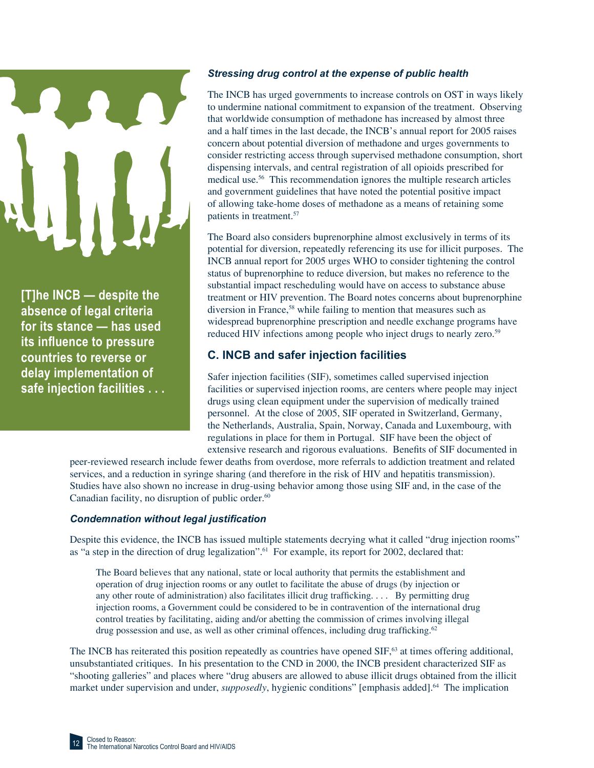> **[T]he INCB — despite the absence of legal criteria for its stance — has used its influence to pressure countries to reverse or delay implementation of safe injection facilities . . .**

### *Stressing drug control at the expense of public health*

The INCB has urged governments to increase controls on OST in ways likely to undermine national commitment to expansion of the treatment. Observing that worldwide consumption of methadone has increased by almost three and a half times in the last decade, the INCB's annual report for 2005 raises concern about potential diversion of methadone and urges governments to consider restricting access through supervised methadone consumption, short dispensing intervals, and central registration of all opioids prescribed for medical use.[56] This recommendation ignores the multiple research articles and government guidelines that have noted the potential positive impact of allowing take-home doses of methadone as a means of retaining some patients in treatment.[57]

The Board also considers buprenorphine almost exclusively in terms of its potential for diversion, repeatedly referencing its use for illicit purposes. The INCB annual report for 2005 urges WHO to consider tightening the control status of buprenorphine to reduce diversion, but makes no reference to the substantial impact rescheduling would have on access to substance abuse treatment or HIV prevention. The Board notes concerns about buprenorphine diversion in France,[58] while failing to mention that measures such as widespread buprenorphine prescription and needle exchange programs have reduced HIV infections among people who inject drugs to nearly zero.[59]

## C. INCB and safer injection facilities

Safer injection facilities (SIF), sometimes called supervised injection facilities or supervised injection rooms, are centers where people may inject drugs using clean equipment under the supervision of medically trained personnel. At the close of 2005, SIF operated in Switzerland, Germany, the Netherlands, Australia, Spain, Norway, Canada and Luxembourg, with regulations in place for them in Portugal. SIF have been the object of extensive research and rigorous evaluations. Benefits of SIF documented in peer-reviewed research include fewer deaths from overdose, more referrals to addiction treatment and related services, and a reduction in syringe sharing (and therefore in the risk of HIV and hepatitis transmission). Studies have also shown no increase in drug-using behavior among those using SIF and, in the case of the Canadian facility, no disruption of public order.[60]

### *Condemnation without legal justification*

Despite this evidence, the INCB has issued multiple statements decrying what it called "drug injection rooms" as "a step in the direction of drug legalization".[61] For example, its report for 2002, declared that:

> The Board believes that any national, state or local authority that permits the establishment and operation of drug injection rooms or any outlet to facilitate the abuse of drugs (by injection or any other route of administration) also facilitates illicit drug trafficking. . . . By permitting drug injection rooms, a Government could be considered to be in contravention of the international drug control treaties by facilitating, aiding and/or abetting the commission of crimes involving illegal drug possession and use, as well as other criminal offences, including drug trafficking.[62]

The INCB has reiterated this position repeatedly as countries have opened SIF,[63] at times offering additional, unsubstantiated critiques. In his presentation to the CND in 2000, the INCB president characterized SIF as "shooting galleries" and places where "drug abusers are allowed to abuse illicit drugs obtained from the illicit market under supervision and under, *supposedly*, hygienic conditions" [emphasis added].[64] The implication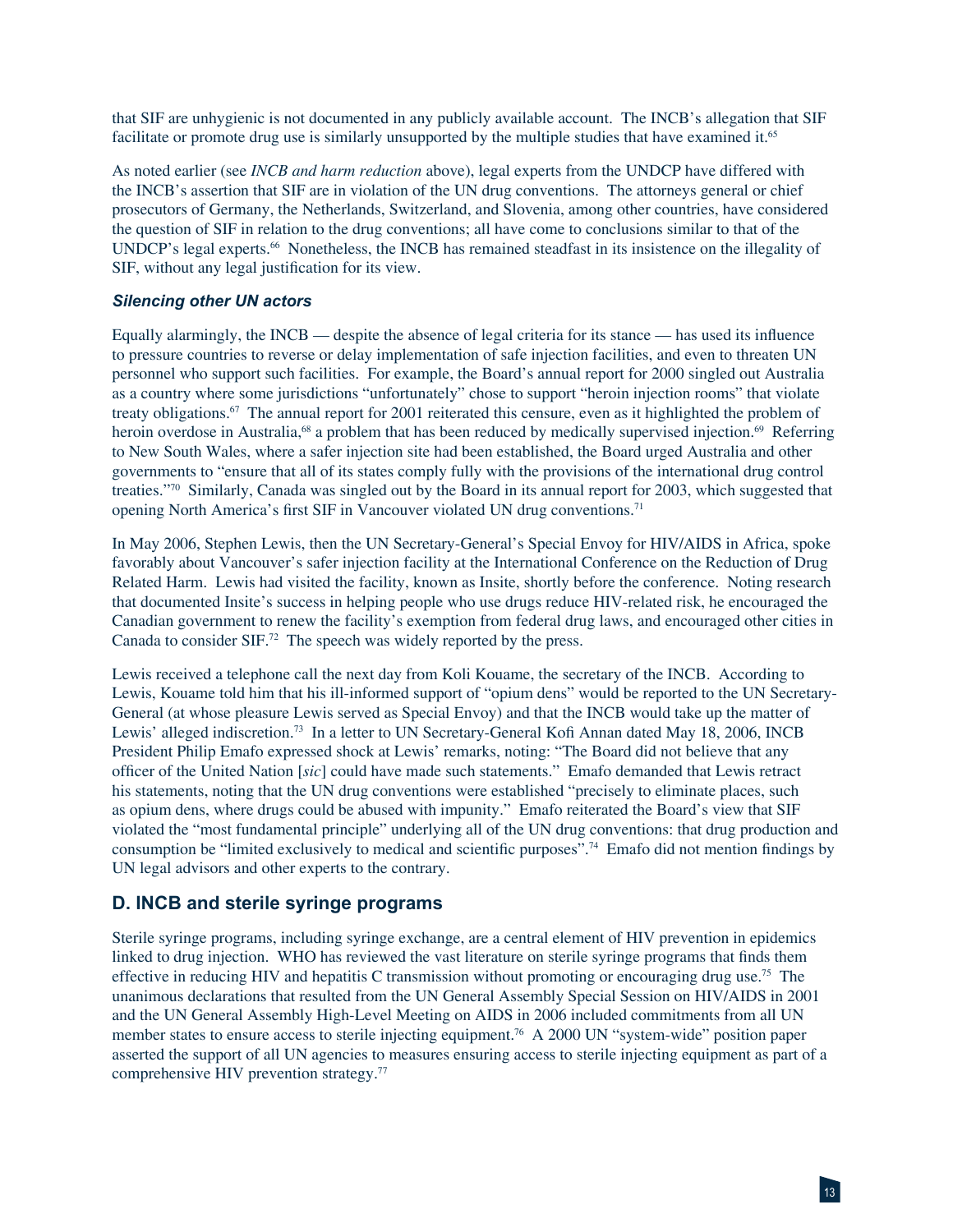that SIF are unhygienic is not documented in any publicly available account. The INCB's allegation that SIF facilitate or promote drug use is similarly unsupported by the multiple studies that have examined it.[65]

As noted earlier (see *INCB and harm reduction* above), legal experts from the UNDCP have differed with the INCB's assertion that SIF are in violation of the UN drug conventions. The attorneys general or chief prosecutors of Germany, the Netherlands, Switzerland, and Slovenia, among other countries, have considered the question of SIF in relation to the drug conventions; all have come to conclusions similar to that of the UNDCP's legal experts.[66] Nonetheless, the INCB has remained steadfast in its insistence on the illegality of SIF, without any legal justification for its view.

### *Silencing other UN actors*

Equally alarmingly, the INCB — despite the absence of legal criteria for its stance — has used its influence to pressure countries to reverse or delay implementation of safe injection facilities, and even to threaten UN personnel who support such facilities. For example, the Board's annual report for 2000 singled out Australia as a country where some jurisdictions "unfortunately" chose to support "heroin injection rooms" that violate treaty obligations.[67] The annual report for 2001 reiterated this censure, even as it highlighted the problem of heroin overdose in Australia,[68] a problem that has been reduced by medically supervised injection.[69] Referring to New South Wales, where a safer injection site had been established, the Board urged Australia and other governments to "ensure that all of its states comply fully with the provisions of the international drug control treaties."[70] Similarly, Canada was singled out by the Board in its annual report for 2003, which suggested that opening North America's first SIF in Vancouver violated UN drug conventions.[71]

In May 2006, Stephen Lewis, then the UN Secretary-General's Special Envoy for HIV/AIDS in Africa, spoke favorably about Vancouver's safer injection facility at the International Conference on the Reduction of Drug Related Harm. Lewis had visited the facility, known as Insite, shortly before the conference. Noting research that documented Insite's success in helping people who use drugs reduce HIV-related risk, he encouraged the Canadian government to renew the facility's exemption from federal drug laws, and encouraged other cities in Canada to consider SIF.[72] The speech was widely reported by the press.

Lewis received a telephone call the next day from Koli Kouame, the secretary of the INCB. According to Lewis, Kouame told him that his ill-informed support of "opium dens" would be reported to the UN Secretary-General (at whose pleasure Lewis served as Special Envoy) and that the INCB would take up the matter of Lewis' alleged indiscretion.[73] In a letter to UN Secretary-General Kofi Annan dated May 18, 2006, INCB President Philip Emafo expressed shock at Lewis' remarks, noting: "The Board did not believe that any officer of the United Nation [*sic*] could have made such statements." Emafo demanded that Lewis retract his statements, noting that the UN drug conventions were established "precisely to eliminate places, such as opium dens, where drugs could be abused with impunity." Emafo reiterated the Board's view that SIF violated the "most fundamental principle" underlying all of the UN drug conventions: that drug production and consumption be "limited exclusively to medical and scientific purposes".[74] Emafo did not mention findings by UN legal advisors and other experts to the contrary.

## D. INCB and sterile syringe programs

Sterile syringe programs, including syringe exchange, are a central element of HIV prevention in epidemics linked to drug injection. WHO has reviewed the vast literature on sterile syringe programs that finds them effective in reducing HIV and hepatitis C transmission without promoting or encouraging drug use.[75] The unanimous declarations that resulted from the UN General Assembly Special Session on HIV/AIDS in 2001 and the UN General Assembly High-Level Meeting on AIDS in 2006 included commitments from all UN member states to ensure access to sterile injecting equipment.[76] A 2000 UN "system-wide" position paper asserted the support of all UN agencies to measures ensuring access to sterile injecting equipment as part of a comprehensive HIV prevention strategy.[77]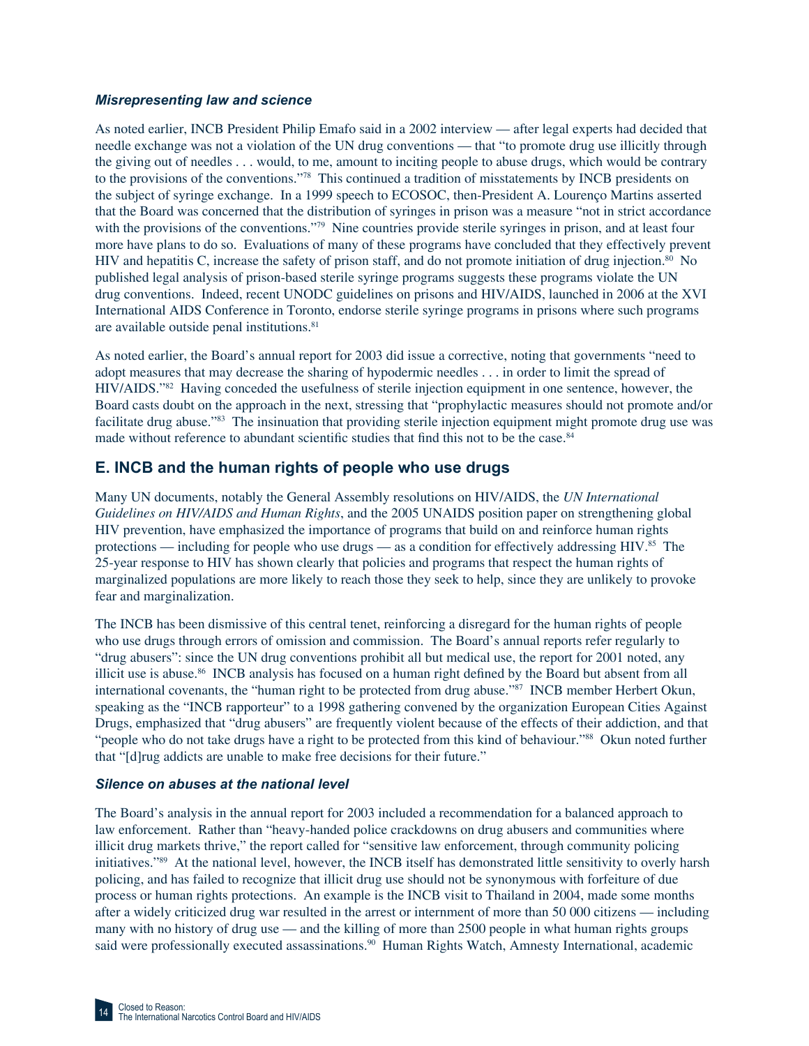### *Misrepresenting law and science*

As noted earlier, INCB President Philip Emafo said in a 2002 interview — after legal experts had decided that needle exchange was not a violation of the UN drug conventions — that "to promote drug use illicitly through the giving out of needles . . . would, to me, amount to inciting people to abuse drugs, which would be contrary to the provisions of the conventions."[78] This continued a tradition of misstatements by INCB presidents on the subject of syringe exchange. In a 1999 speech to ECOSOC, then-President A. Lourenço Martins asserted that the Board was concerned that the distribution of syringes in prison was a measure "not in strict accordance with the provisions of the conventions."[79] Nine countries provide sterile syringes in prison, and at least four more have plans to do so. Evaluations of many of these programs have concluded that they effectively prevent HIV and hepatitis C, increase the safety of prison staff, and do not promote initiation of drug injection.[80] No published legal analysis of prison-based sterile syringe programs suggests these programs violate the UN drug conventions. Indeed, recent UNODC guidelines on prisons and HIV/AIDS, launched in 2006 at the XVI International AIDS Conference in Toronto, endorse sterile syringe programs in prisons where such programs are available outside penal institutions.[81]

As noted earlier, the Board's annual report for 2003 did issue a corrective, noting that governments "need to adopt measures that may decrease the sharing of hypodermic needles . . . in order to limit the spread of HIV/AIDS."[82] Having conceded the usefulness of sterile injection equipment in one sentence, however, the Board casts doubt on the approach in the next, stressing that "prophylactic measures should not promote and/or facilitate drug abuse."[83] The insinuation that providing sterile injection equipment might promote drug use was made without reference to abundant scientific studies that find this not to be the case.[84]

## E. INCB and the human rights of people who use drugs

Many UN documents, notably the General Assembly resolutions on HIV/AIDS, the *UN International Guidelines on HIV/AIDS and Human Rights*, and the 2005 UNAIDS position paper on strengthening global HIV prevention, have emphasized the importance of programs that build on and reinforce human rights protections — including for people who use drugs — as a condition for effectively addressing HIV.[85] The 25-year response to HIV has shown clearly that policies and programs that respect the human rights of marginalized populations are more likely to reach those they seek to help, since they are unlikely to provoke fear and marginalization.

The INCB has been dismissive of this central tenet, reinforcing a disregard for the human rights of people who use drugs through errors of omission and commission. The Board's annual reports refer regularly to "drug abusers": since the UN drug conventions prohibit all but medical use, the report for 2001 noted, any illicit use is abuse.[86] INCB analysis has focused on a human right defined by the Board but absent from all international covenants, the "human right to be protected from drug abuse."[87] INCB member Herbert Okun, speaking as the "INCB rapporteur" to a 1998 gathering convened by the organization European Cities Against Drugs, emphasized that "drug abusers" are frequently violent because of the effects of their addiction, and that "people who do not take drugs have a right to be protected from this kind of behaviour."[88] Okun noted further that "[d]rug addicts are unable to make free decisions for their future."

### *Silence on abuses at the national level*

The Board's analysis in the annual report for 2003 included a recommendation for a balanced approach to law enforcement. Rather than "heavy-handed police crackdowns on drug abusers and communities where illicit drug markets thrive," the report called for "sensitive law enforcement, through community policing initiatives."[89] At the national level, however, the INCB itself has demonstrated little sensitivity to overly harsh policing, and has failed to recognize that illicit drug use should not be synonymous with forfeiture of due process or human rights protections. An example is the INCB visit to Thailand in 2004, made some months after a widely criticized drug war resulted in the arrest or internment of more than 50 000 citizens — including many with no history of drug use — and the killing of more than 2500 people in what human rights groups said were professionally executed assassinations.[90] Human Rights Watch, Amnesty International, academic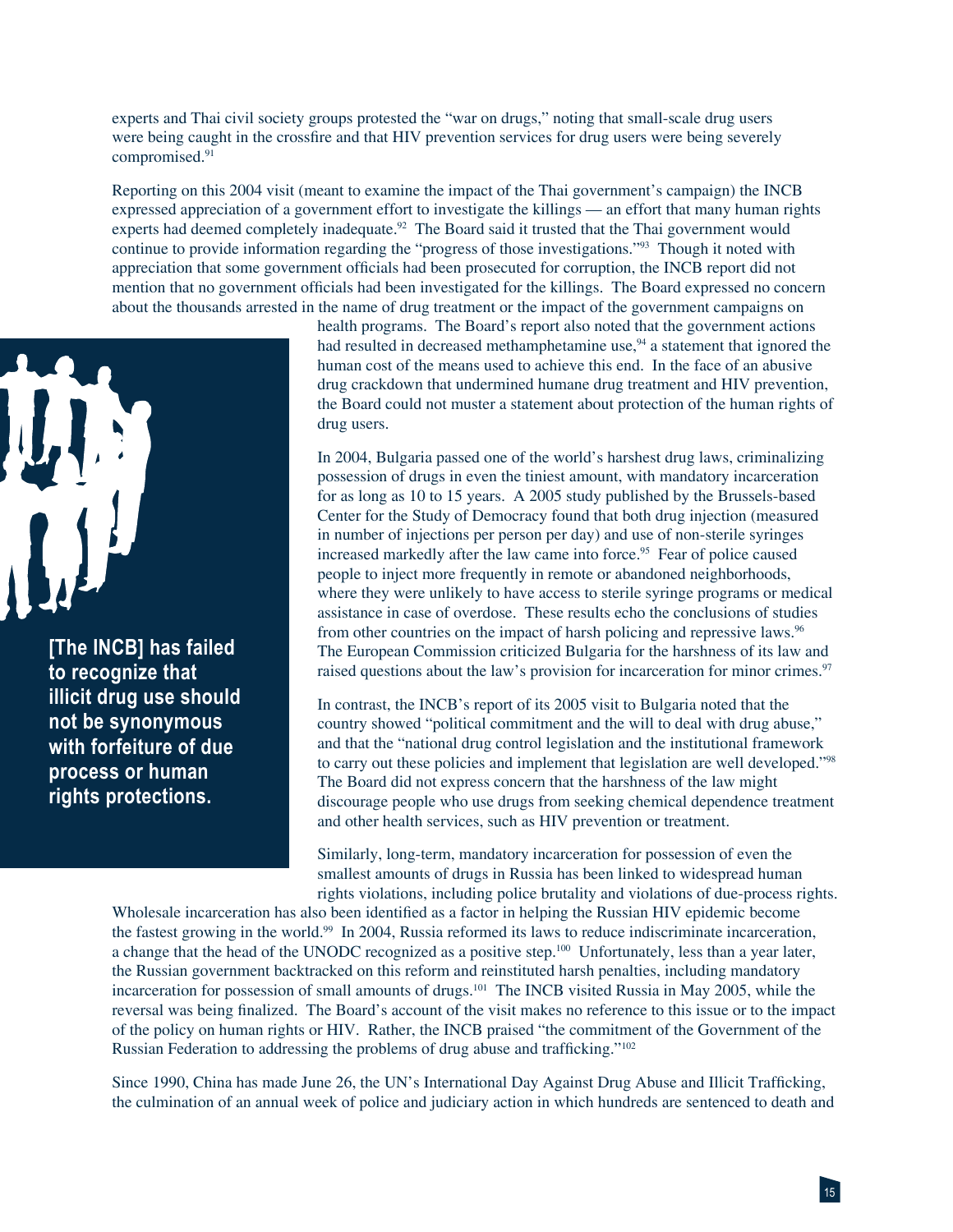experts and Thai civil society groups protested the "war on drugs," noting that small-scale drug users were being caught in the crossfire and that HIV prevention services for drug users were being severely compromised.[91]

Reporting on this 2004 visit (meant to examine the impact of the Thai government's campaign) the INCB expressed appreciation of a government effort to investigate the killings — an effort that many human rights experts had deemed completely inadequate.[92] The Board said it trusted that the Thai government would continue to provide information regarding the "progress of those investigations."[93] Though it noted with appreciation that some government officials had been prosecuted for corruption, the INCB report did not mention that no government officials had been investigated for the killings. The Board expressed no concern about the thousands arrested in the name of drug treatment or the impact of the government campaigns on health programs. The Board's report also noted that the government actions had resulted in decreased methamphetamine use,[94] a statement that ignored the human cost of the means used to achieve this end. In the face of an abusive drug crackdown that undermined humane drug treatment and HIV prevention, the Board could not muster a statement about protection of the human rights of drug users.

**[The INCB] has failed to recognize that illicit drug use should not be synonymous with forfeiture of due process or human rights protections.**

In 2004, Bulgaria passed one of the world's harshest drug laws, criminalizing possession of drugs in even the tiniest amount, with mandatory incarceration for as long as 10 to 15 years. A 2005 study published by the Brussels-based Center for the Study of Democracy found that both drug injection (measured in number of injections per person per day) and use of non-sterile syringes increased markedly after the law came into force.[95] Fear of police caused people to inject more frequently in remote or abandoned neighborhoods, where they were unlikely to have access to sterile syringe programs or medical assistance in case of overdose. These results echo the conclusions of studies from other countries on the impact of harsh policing and repressive laws.[96] The European Commission criticized Bulgaria for the harshness of its law and raised questions about the law's provision for incarceration for minor crimes.[97]

In contrast, the INCB's report of its 2005 visit to Bulgaria noted that the country showed "political commitment and the will to deal with drug abuse," and that the "national drug control legislation and the institutional framework to carry out these policies and implement that legislation are well developed."[98] The Board did not express concern that the harshness of the law might discourage people who use drugs from seeking chemical dependence treatment and other health services, such as HIV prevention or treatment.

Similarly, long-term, mandatory incarceration for possession of even the smallest amounts of drugs in Russia has been linked to widespread human rights violations, including police brutality and violations of due-process rights. Wholesale incarceration has also been identified as a factor in helping the Russian HIV epidemic become the fastest growing in the world.[99] In 2004, Russia reformed its laws to reduce indiscriminate incarceration, a change that the head of the UNODC recognized as a positive step.[100] Unfortunately, less than a year later, the Russian government backtracked on this reform and reinstituted harsh penalties, including mandatory incarceration for possession of small amounts of drugs.[101] The INCB visited Russia in May 2005, while the reversal was being finalized. The Board's account of the visit makes no reference to this issue or to the impact of the policy on human rights or HIV. Rather, the INCB praised "the commitment of the Government of the Russian Federation to addressing the problems of drug abuse and trafficking."[102]

Since 1990, China has made June 26, the UN's International Day Against Drug Abuse and Illicit Trafficking, the culmination of an annual week of police and judiciary action in which hundreds are sentenced to death and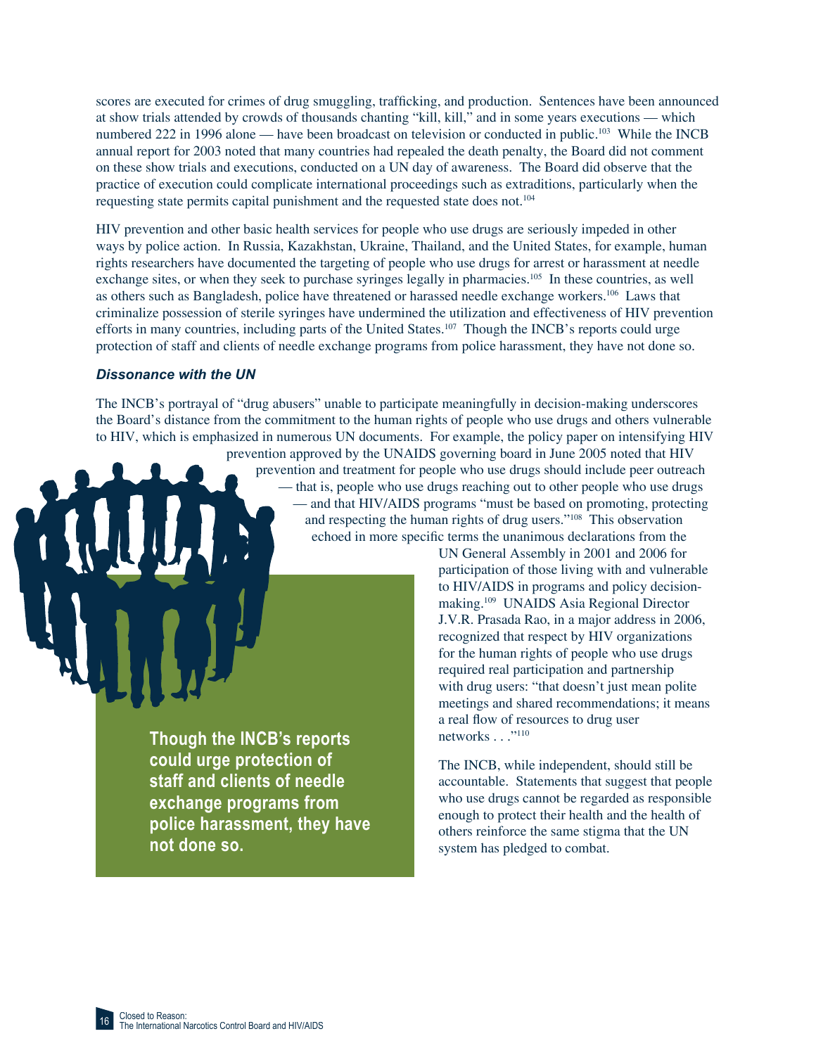scores are executed for crimes of drug smuggling, trafficking, and production. Sentences have been announced at show trials attended by crowds of thousands chanting "kill, kill," and in some years executions — which numbered 222 in 1996 alone — have been broadcast on television or conducted in public.[103] While the INCB annual report for 2003 noted that many countries had repealed the death penalty, the Board did not comment on these show trials and executions, conducted on a UN day of awareness. The Board did observe that the practice of execution could complicate international proceedings such as extraditions, particularly when the requesting state permits capital punishment and the requested state does not.[104]

HIV prevention and other basic health services for people who use drugs are seriously impeded in other ways by police action. In Russia, Kazakhstan, Ukraine, Thailand, and the United States, for example, human rights researchers have documented the targeting of people who use drugs for arrest or harassment at needle exchange sites, or when they seek to purchase syringes legally in pharmacies.[105] In these countries, as well as others such as Bangladesh, police have threatened or harassed needle exchange workers.[106] Laws that criminalize possession of sterile syringes have undermined the utilization and effectiveness of HIV prevention efforts in many countries, including parts of the United States.[107] Though the INCB's reports could urge protection of staff and clients of needle exchange programs from police harassment, they have not done so.

### *Dissonance with the UN*

The INCB's portrayal of "drug abusers" unable to participate meaningfully in decision-making underscores the Board's distance from the commitment to the human rights of people who use drugs and others vulnerable to HIV, which is emphasized in numerous UN documents. For example, the policy paper on intensifying HIV prevention approved by the UNAIDS governing board in June 2005 noted that HIV prevention and treatment for people who use drugs should include peer outreach — that is, people who use drugs reaching out to other people who use drugs — and that HIV/AIDS programs "must be based on promoting, protecting and respecting the human rights of drug users."[108] This observation echoed in more specific terms the unanimous declarations from the UN General Assembly in 2001 and 2006 for participation of those living with and vulnerable to HIV/AIDS in programs and policy decision-making.[109] UNAIDS Asia Regional Director J.V.R. Prasada Rao, in a major address in 2006, recognized that respect by HIV organizations for the human rights of people who use drugs required real participation and partnership with drug users: "that doesn't just mean polite meetings and shared recommendations; it means a real flow of resources to drug user networks . . ."[110]

The INCB, while independent, should still be accountable. Statements that suggest that people who use drugs cannot be regarded as responsible enough to protect their health and the health of others reinforce the same stigma that the UN system has pledged to combat.

**Though the INCB's reports could urge protection of staff and clients of needle exchange programs from police harassment, they have not done so.**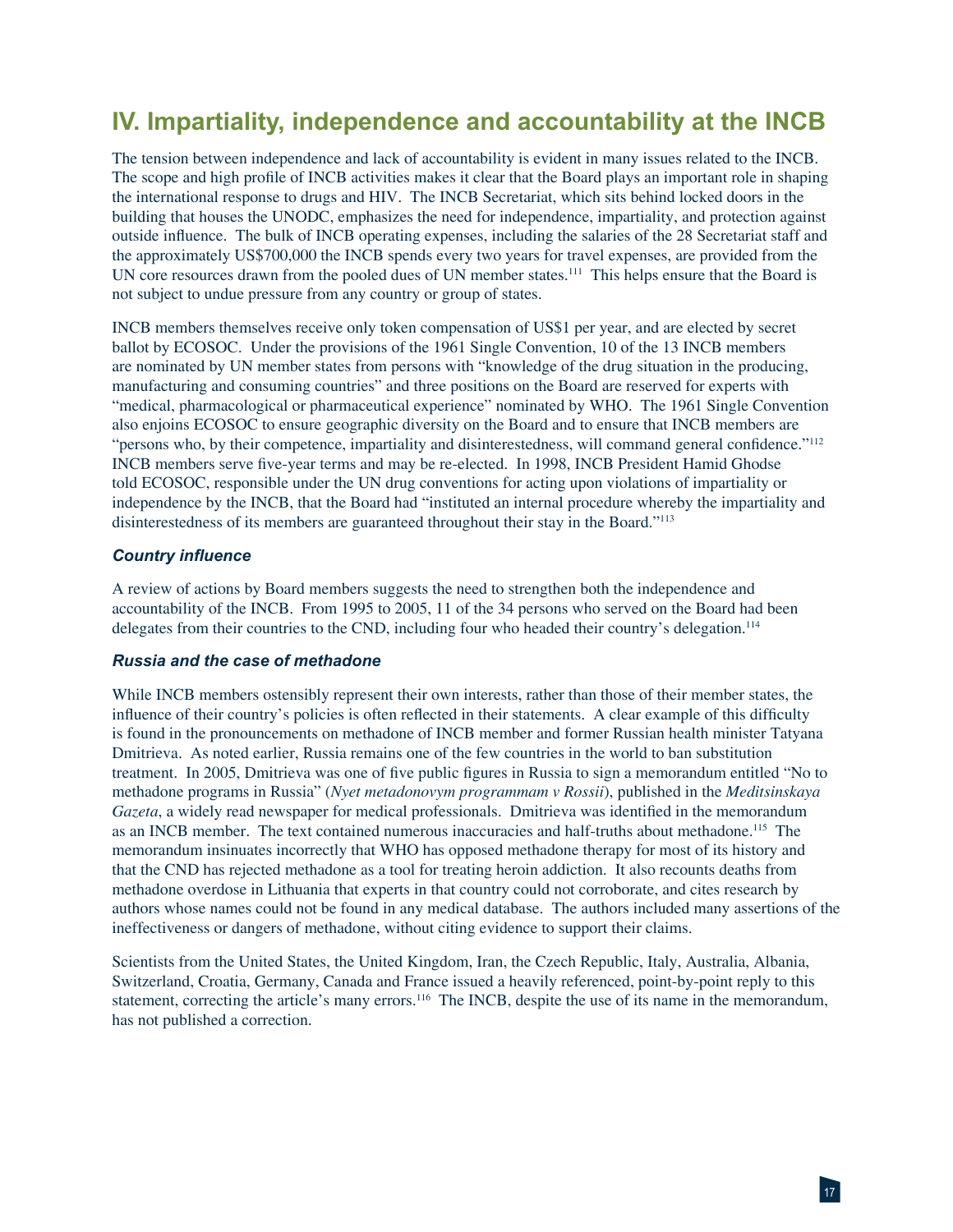## IV. Impartiality, independence and accountability at the INCB

The tension between independence and lack of accountability is evident in many issues related to the INCB. The scope and high profile of INCB activities makes it clear that the Board plays an important role in shaping the international response to drugs and HIV. The INCB Secretariat, which sits behind locked doors in the building that houses the UNODC, emphasizes the need for independence, impartiality, and protection against outside influence. The bulk of INCB operating expenses, including the salaries of the 28 Secretariat staff and the approximately US$700,000 the INCB spends every two years for travel expenses, are provided from the UN core resources drawn from the pooled dues of UN member states.[111] This helps ensure that the Board is not subject to undue pressure from any country or group of states.

INCB members themselves receive only token compensation of US$1 per year, and are elected by secret ballot by ECOSOC. Under the provisions of the 1961 Single Convention, 10 of the 13 INCB members are nominated by UN member states from persons with "knowledge of the drug situation in the producing, manufacturing and consuming countries" and three positions on the Board are reserved for experts with "medical, pharmacological or pharmaceutical experience" nominated by WHO. The 1961 Single Convention also enjoins ECOSOC to ensure geographic diversity on the Board and to ensure that INCB members are "persons who, by their competence, impartiality and disinterestedness, will command general confidence."[112] INCB members serve five-year terms and may be re-elected. In 1998, INCB President Hamid Ghodse told ECOSOC, responsible under the UN drug conventions for acting upon violations of impartiality or independence by the INCB, that the Board had "instituted an internal procedure whereby the impartiality and disinterestedness of its members are guaranteed throughout their stay in the Board."[113]

### *Country influence*

A review of actions by Board members suggests the need to strengthen both the independence and accountability of the INCB. From 1995 to 2005, 11 of the 34 persons who served on the Board had been delegates from their countries to the CND, including four who headed their country's delegation.[114]

### *Russia and the case of methadone*

While INCB members ostensibly represent their own interests, rather than those of their member states, the influence of their country's policies is often reflected in their statements. A clear example of this difficulty is found in the pronouncements on methadone of INCB member and former Russian health minister Tatyana Dmitrieva. As noted earlier, Russia remains one of the few countries in the world to ban substitution treatment. In 2005, Dmitrieva was one of five public figures in Russia to sign a memorandum entitled "No to methadone programs in Russia" (*Nyet metadonovym programmam v Rossii*), published in the *Meditsinskaya Gazeta*, a widely read newspaper for medical professionals. Dmitrieva was identified in the memorandum as an INCB member. The text contained numerous inaccuracies and half-truths about methadone.[115] The memorandum insinuates incorrectly that WHO has opposed methadone therapy for most of its history and that the CND has rejected methadone as a tool for treating heroin addiction. It also recounts deaths from methadone overdose in Lithuania that experts in that country could not corroborate, and cites research by authors whose names could not be found in any medical database. The authors included many assertions of the ineffectiveness or dangers of methadone, without citing evidence to support their claims.

Scientists from the United States, the United Kingdom, Iran, the Czech Republic, Italy, Australia, Albania, Switzerland, Croatia, Germany, Canada and France issued a heavily referenced, point-by-point reply to this statement, correcting the article's many errors.[116] The INCB, despite the use of its name in the memorandum, has not published a correction.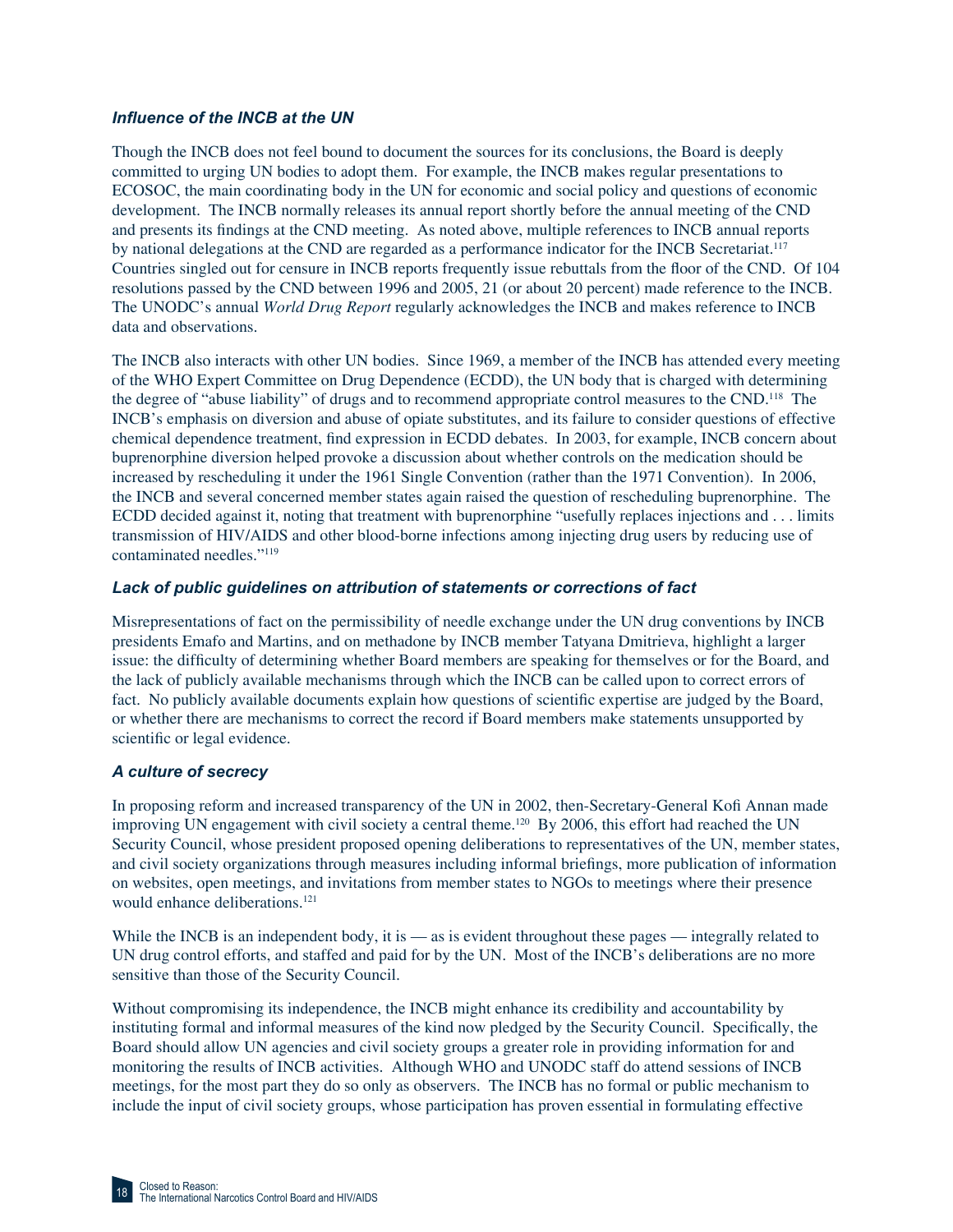### *Influence of the INCB at the UN*

Though the INCB does not feel bound to document the sources for its conclusions, the Board is deeply committed to urging UN bodies to adopt them. For example, the INCB makes regular presentations to ECOSOC, the main coordinating body in the UN for economic and social policy and questions of economic development. The INCB normally releases its annual report shortly before the annual meeting of the CND and presents its findings at the CND meeting. As noted above, multiple references to INCB annual reports by national delegations at the CND are regarded as a performance indicator for the INCB Secretariat.[117] Countries singled out for censure in INCB reports frequently issue rebuttals from the floor of the CND. Of 104 resolutions passed by the CND between 1996 and 2005, 21 (or about 20 percent) made reference to the INCB. The UNODC's annual *World Drug Report* regularly acknowledges the INCB and makes reference to INCB data and observations.

The INCB also interacts with other UN bodies. Since 1969, a member of the INCB has attended every meeting of the WHO Expert Committee on Drug Dependence (ECDD), the UN body that is charged with determining the degree of "abuse liability" of drugs and to recommend appropriate control measures to the CND.[118] The INCB's emphasis on diversion and abuse of opiate substitutes, and its failure to consider questions of effective chemical dependence treatment, find expression in ECDD debates. In 2003, for example, INCB concern about buprenorphine diversion helped provoke a discussion about whether controls on the medication should be increased by rescheduling it under the 1961 Single Convention (rather than the 1971 Convention). In 2006, the INCB and several concerned member states again raised the question of rescheduling buprenorphine. The ECDD decided against it, noting that treatment with buprenorphine "usefully replaces injections and . . . limits transmission of HIV/AIDS and other blood-borne infections among injecting drug users by reducing use of contaminated needles."[119]

### *Lack of public guidelines on attribution of statements or corrections of fact*

Misrepresentations of fact on the permissibility of needle exchange under the UN drug conventions by INCB presidents Emafo and Martins, and on methadone by INCB member Tatyana Dmitrieva, highlight a larger issue: the difficulty of determining whether Board members are speaking for themselves or for the Board, and the lack of publicly available mechanisms through which the INCB can be called upon to correct errors of fact. No publicly available documents explain how questions of scientific expertise are judged by the Board, or whether there are mechanisms to correct the record if Board members make statements unsupported by scientific or legal evidence.

### *A culture of secrecy*

In proposing reform and increased transparency of the UN in 2002, then-Secretary-General Kofi Annan made improving UN engagement with civil society a central theme.[120] By 2006, this effort had reached the UN Security Council, whose president proposed opening deliberations to representatives of the UN, member states, and civil society organizations through measures including informal briefings, more publication of information on websites, open meetings, and invitations from member states to NGOs to meetings where their presence would enhance deliberations.[121]

While the INCB is an independent body, it is — as is evident throughout these pages — integrally related to UN drug control efforts, and staffed and paid for by the UN. Most of the INCB's deliberations are no more sensitive than those of the Security Council.

Without compromising its independence, the INCB might enhance its credibility and accountability by instituting formal and informal measures of the kind now pledged by the Security Council. Specifically, the Board should allow UN agencies and civil society groups a greater role in providing information for and monitoring the results of INCB activities. Although WHO and UNODC staff do attend sessions of INCB meetings, for the most part they do so only as observers. The INCB has no formal or public mechanism to include the input of civil society groups, whose participation has proven essential in formulating effective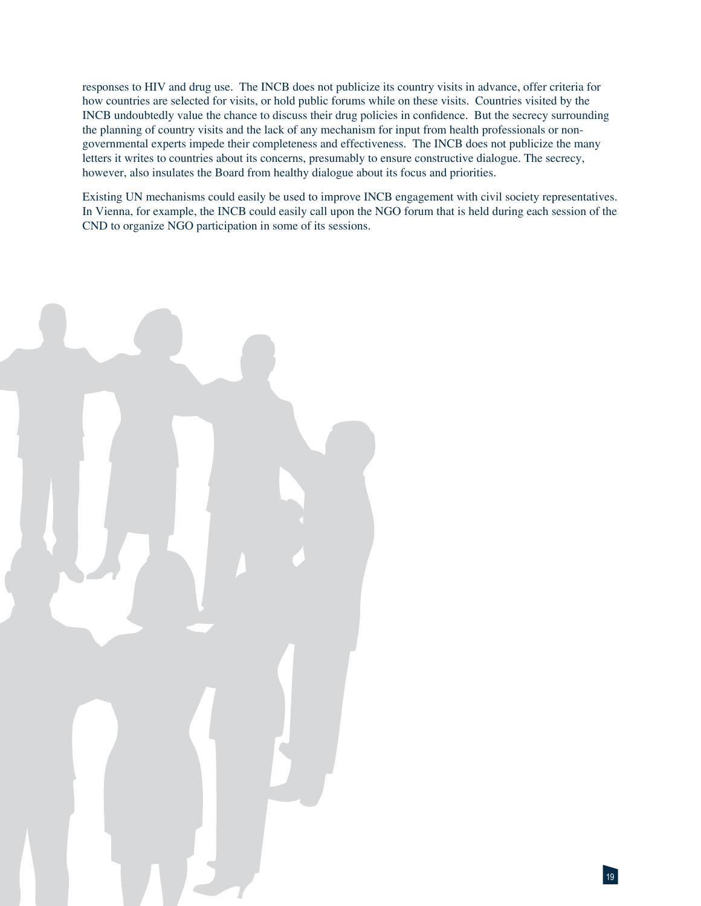responses to HIV and drug use. The INCB does not publicize its country visits in advance, offer criteria for how countries are selected for visits, or hold public forums while on these visits. Countries visited by the INCB undoubtedly value the chance to discuss their drug policies in confidence. But the secrecy surrounding the planning of country visits and the lack of any mechanism for input from health professionals or non-governmental experts impede their completeness and effectiveness. The INCB does not publicize the many letters it writes to countries about its concerns, presumably to ensure constructive dialogue. The secrecy, however, also insulates the Board from healthy dialogue about its focus and priorities.

Existing UN mechanisms could easily be used to improve INCB engagement with civil society representatives. In Vienna, for example, the INCB could easily call upon the NGO forum that is held during each session of the CND to organize NGO participation in some of its sessions.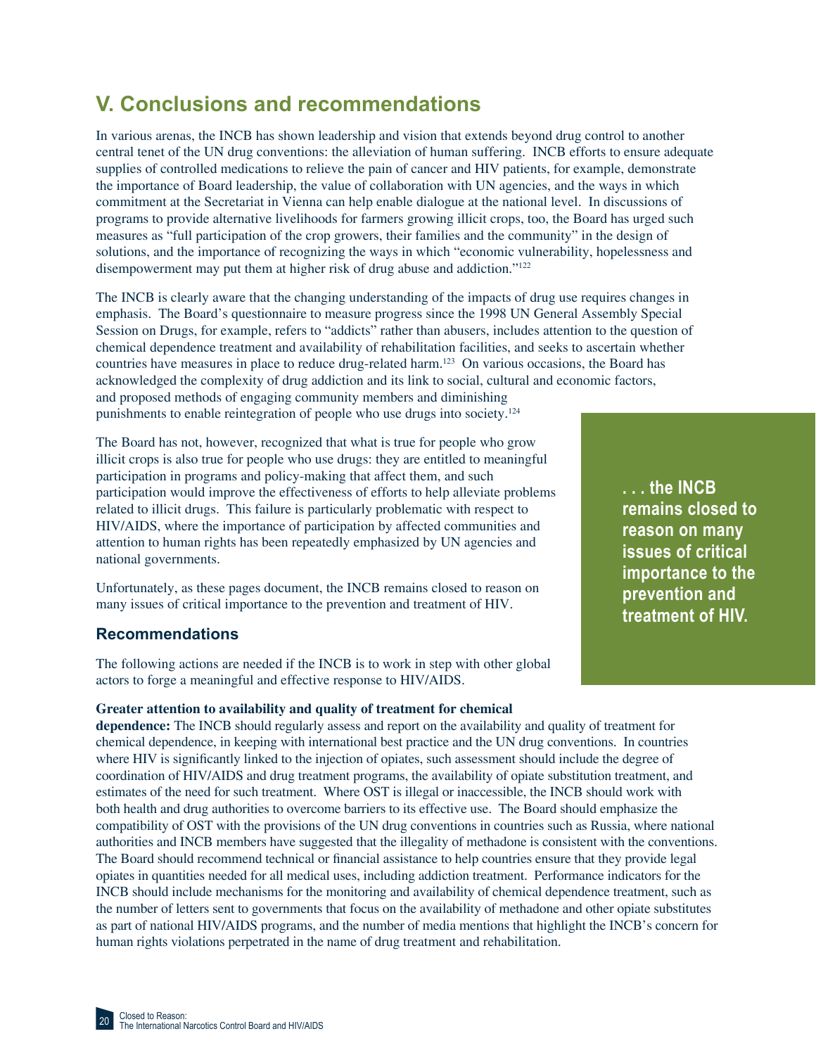# V. Conclusions and recommendations

In various arenas, the INCB has shown leadership and vision that extends beyond drug control to another central tenet of the UN drug conventions: the alleviation of human suffering. INCB efforts to ensure adequate supplies of controlled medications to relieve the pain of cancer and HIV patients, for example, demonstrate the importance of Board leadership, the value of collaboration with UN agencies, and the ways in which commitment at the Secretariat in Vienna can help enable dialogue at the national level. In discussions of programs to provide alternative livelihoods for farmers growing illicit crops, too, the Board has urged such measures as "full participation of the crop growers, their families and the community" in the design of solutions, and the importance of recognizing the ways in which "economic vulnerability, hopelessness and disempowerment may put them at higher risk of drug abuse and addiction."[122]

The INCB is clearly aware that the changing understanding of the impacts of drug use requires changes in emphasis. The Board's questionnaire to measure progress since the 1998 UN General Assembly Special Session on Drugs, for example, refers to "addicts" rather than abusers, includes attention to the question of chemical dependence treatment and availability of rehabilitation facilities, and seeks to ascertain whether countries have measures in place to reduce drug-related harm.[123] On various occasions, the Board has acknowledged the complexity of drug addiction and its link to social, cultural and economic factors, and proposed methods of engaging community members and diminishing punishments to enable reintegration of people who use drugs into society.[124]

The Board has not, however, recognized that what is true for people who grow illicit crops is also true for people who use drugs: they are entitled to meaningful participation in programs and policy-making that affect them, and such participation would improve the effectiveness of efforts to help alleviate problems related to illicit drugs. This failure is particularly problematic with respect to HIV/AIDS, where the importance of participation by affected communities and attention to human rights has been repeatedly emphasized by UN agencies and national governments.

Unfortunately, as these pages document, the INCB remains closed to reason on many issues of critical importance to the prevention and treatment of HIV.

**. . . the INCB remains closed to reason on many issues of critical importance to the prevention and treatment of HIV.**

## Recommendations

The following actions are needed if the INCB is to work in step with other global actors to forge a meaningful and effective response to HIV/AIDS.

**Greater attention to availability and quality of treatment for chemical dependence:** The INCB should regularly assess and report on the availability and quality of treatment for chemical dependence, in keeping with international best practice and the UN drug conventions. In countries where HIV is significantly linked to the injection of opiates, such assessment should include the degree of coordination of HIV/AIDS and drug treatment programs, the availability of opiate substitution treatment, and estimates of the need for such treatment. Where OST is illegal or inaccessible, the INCB should work with both health and drug authorities to overcome barriers to its effective use. The Board should emphasize the compatibility of OST with the provisions of the UN drug conventions in countries such as Russia, where national authorities and INCB members have suggested that the illegality of methadone is consistent with the conventions. The Board should recommend technical or financial assistance to help countries ensure that they provide legal opiates in quantities needed for all medical uses, including addiction treatment. Performance indicators for the INCB should include mechanisms for the monitoring and availability of chemical dependence treatment, such as the number of letters sent to governments that focus on the availability of methadone and other opiate substitutes as part of national HIV/AIDS programs, and the number of media mentions that highlight the INCB's concern for human rights violations perpetrated in the name of drug treatment and rehabilitation.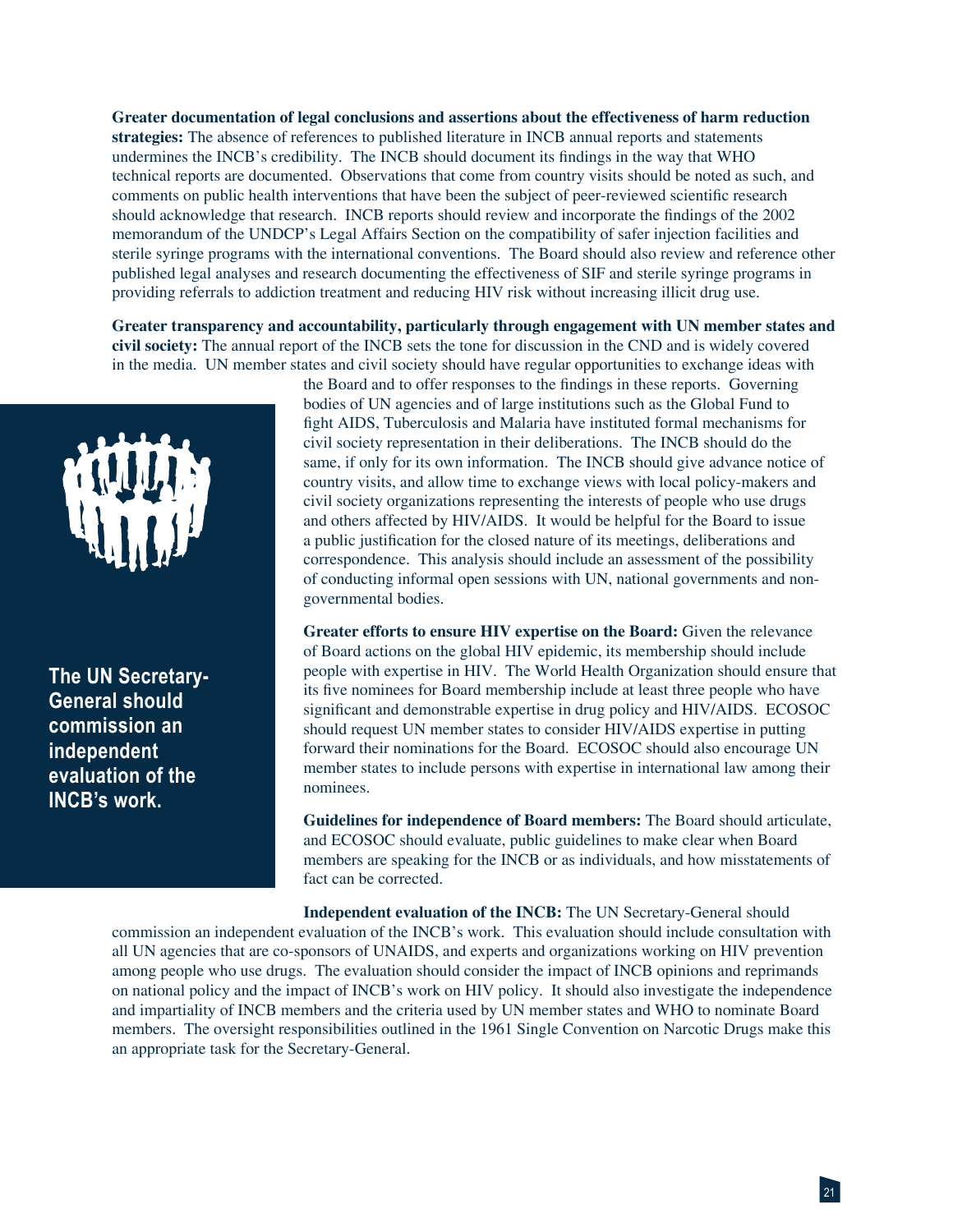**Greater documentation of legal conclusions and assertions about the effectiveness of harm reduction strategies:** The absence of references to published literature in INCB annual reports and statements undermines the INCB's credibility. The INCB should document its findings in the way that WHO technical reports are documented. Observations that come from country visits should be noted as such, and comments on public health interventions that have been the subject of peer-reviewed scientific research should acknowledge that research. INCB reports should review and incorporate the findings of the 2002 memorandum of the UNDCP's Legal Affairs Section on the compatibility of safer injection facilities and sterile syringe programs with the international conventions. The Board should also review and reference other published legal analyses and research documenting the effectiveness of SIF and sterile syringe programs in providing referrals to addiction treatment and reducing HIV risk without increasing illicit drug use.

**Greater transparency and accountability, particularly through engagement with UN member states and civil society:** The annual report of the INCB sets the tone for discussion in the CND and is widely covered in the media. UN member states and civil society should have regular opportunities to exchange ideas with the Board and to offer responses to the findings in these reports. Governing bodies of UN agencies and of large institutions such as the Global Fund to fight AIDS, Tuberculosis and Malaria have instituted formal mechanisms for civil society representation in their deliberations. The INCB should do the same, if only for its own information. The INCB should give advance notice of country visits, and allow time to exchange views with local policy-makers and civil society organizations representing the interests of people who use drugs and others affected by HIV/AIDS. It would be helpful for the Board to issue a public justification for the closed nature of its meetings, deliberations and correspondence. This analysis should include an assessment of the possibility of conducting informal open sessions with UN, national governments and non-governmental bodies.

**The UN Secretary-General should commission an independent evaluation of the INCB's work.**

**Greater efforts to ensure HIV expertise on the Board:** Given the relevance of Board actions on the global HIV epidemic, its membership should include people with expertise in HIV. The World Health Organization should ensure that its five nominees for Board membership include at least three people who have significant and demonstrable expertise in drug policy and HIV/AIDS. ECOSOC should request UN member states to consider HIV/AIDS expertise in putting forward their nominations for the Board. ECOSOC should also encourage UN member states to include persons with expertise in international law among their nominees.

**Guidelines for independence of Board members:** The Board should articulate, and ECOSOC should evaluate, public guidelines to make clear when Board members are speaking for the INCB or as individuals, and how misstatements of fact can be corrected.

**Independent evaluation of the INCB:** The UN Secretary-General should commission an independent evaluation of the INCB's work. This evaluation should include consultation with all UN agencies that are co-sponsors of UNAIDS, and experts and organizations working on HIV prevention among people who use drugs. The evaluation should consider the impact of INCB opinions and reprimands on national policy and the impact of INCB's work on HIV policy. It should also investigate the independence and impartiality of INCB members and the criteria used by UN member states and WHO to nominate Board members. The oversight responsibilities outlined in the 1961 Single Convention on Narcotic Drugs make this an appropriate task for the Secretary-General.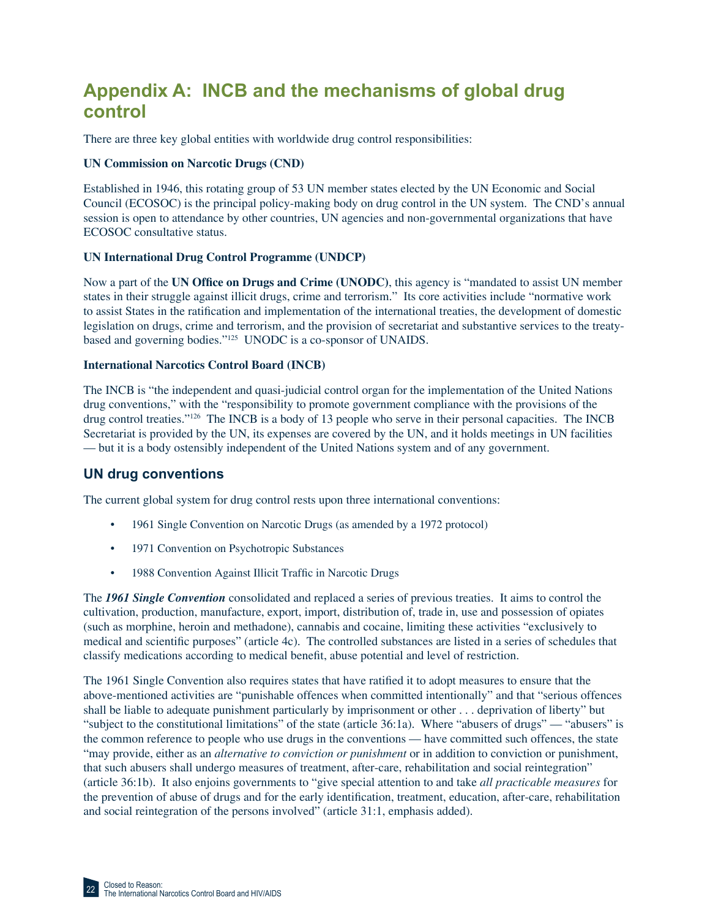# Appendix A: INCB and the mechanisms of global drug control

There are three key global entities with worldwide drug control responsibilities:

**UN Commission on Narcotic Drugs (CND)**

Established in 1946, this rotating group of 53 UN member states elected by the UN Economic and Social Council (ECOSOC) is the principal policy-making body on drug control in the UN system. The CND's annual session is open to attendance by other countries, UN agencies and non-governmental organizations that have ECOSOC consultative status.

**UN International Drug Control Programme (UNDCP)**

Now a part of the **UN Office on Drugs and Crime (UNODC)**, this agency is "mandated to assist UN member states in their struggle against illicit drugs, crime and terrorism." Its core activities include "normative work to assist States in the ratification and implementation of the international treaties, the development of domestic legislation on drugs, crime and terrorism, and the provision of secretariat and substantive services to the treaty-based and governing bodies."[125] UNODC is a co-sponsor of UNAIDS.

**International Narcotics Control Board (INCB)**

The INCB is "the independent and quasi-judicial control organ for the implementation of the United Nations drug conventions," with the "responsibility to promote government compliance with the provisions of the drug control treaties."[126] The INCB is a body of 13 people who serve in their personal capacities. The INCB Secretariat is provided by the UN, its expenses are covered by the UN, and it holds meetings in UN facilities — but it is a body ostensibly independent of the United Nations system and of any government.

## UN drug conventions

The current global system for drug control rests upon three international conventions:

- 1961 Single Convention on Narcotic Drugs (as amended by a 1972 protocol)
- 1971 Convention on Psychotropic Substances
- 1988 Convention Against Illicit Traffic in Narcotic Drugs

The ***1961 Single Convention*** consolidated and replaced a series of previous treaties. It aims to control the cultivation, production, manufacture, export, import, distribution of, trade in, use and possession of opiates (such as morphine, heroin and methadone), cannabis and cocaine, limiting these activities "exclusively to medical and scientific purposes" (article 4c). The controlled substances are listed in a series of schedules that classify medications according to medical benefit, abuse potential and level of restriction.

The 1961 Single Convention also requires states that have ratified it to adopt measures to ensure that the above-mentioned activities are "punishable offences when committed intentionally" and that "serious offences shall be liable to adequate punishment particularly by imprisonment or other . . . deprivation of liberty" but "subject to the constitutional limitations" of the state (article 36:1a). Where "abusers of drugs" — "abusers" is the common reference to people who use drugs in the conventions — have committed such offences, the state "may provide, either as an *alternative to conviction or punishment* or in addition to conviction or punishment, that such abusers shall undergo measures of treatment, after-care, rehabilitation and social reintegration" (article 36:1b). It also enjoins governments to "give special attention to and take *all practicable measures* for the prevention of abuse of drugs and for the early identification, treatment, education, after-care, rehabilitation and social reintegration of the persons involved" (article 31:1, emphasis added).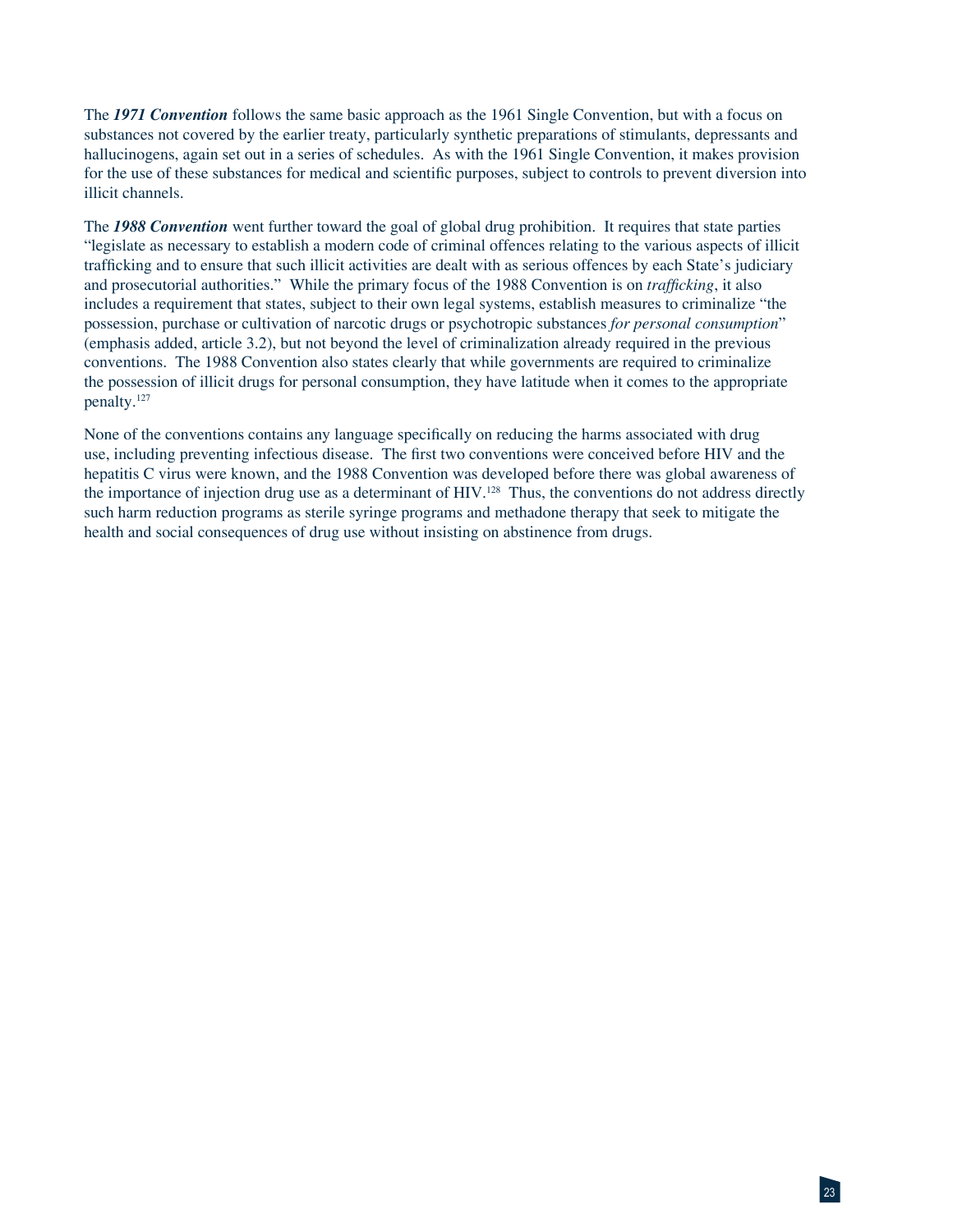The ***1971 Convention*** follows the same basic approach as the 1961 Single Convention, but with a focus on substances not covered by the earlier treaty, particularly synthetic preparations of stimulants, depressants and hallucinogens, again set out in a series of schedules. As with the 1961 Single Convention, it makes provision for the use of these substances for medical and scientific purposes, subject to controls to prevent diversion into illicit channels.

The ***1988 Convention*** went further toward the goal of global drug prohibition. It requires that state parties "legislate as necessary to establish a modern code of criminal offences relating to the various aspects of illicit trafficking and to ensure that such illicit activities are dealt with as serious offences by each State's judiciary and prosecutorial authorities." While the primary focus of the 1988 Convention is on *trafficking*, it also includes a requirement that states, subject to their own legal systems, establish measures to criminalize "the possession, purchase or cultivation of narcotic drugs or psychotropic substances *for personal consumption*" (emphasis added, article 3.2), but not beyond the level of criminalization already required in the previous conventions. The 1988 Convention also states clearly that while governments are required to criminalize the possession of illicit drugs for personal consumption, they have latitude when it comes to the appropriate penalty.[127]

None of the conventions contains any language specifically on reducing the harms associated with drug use, including preventing infectious disease. The first two conventions were conceived before HIV and the hepatitis C virus were known, and the 1988 Convention was developed before there was global awareness of the importance of injection drug use as a determinant of HIV.[128] Thus, the conventions do not address directly such harm reduction programs as sterile syringe programs and methadone therapy that seek to mitigate the health and social consequences of drug use without insisting on abstinence from drugs.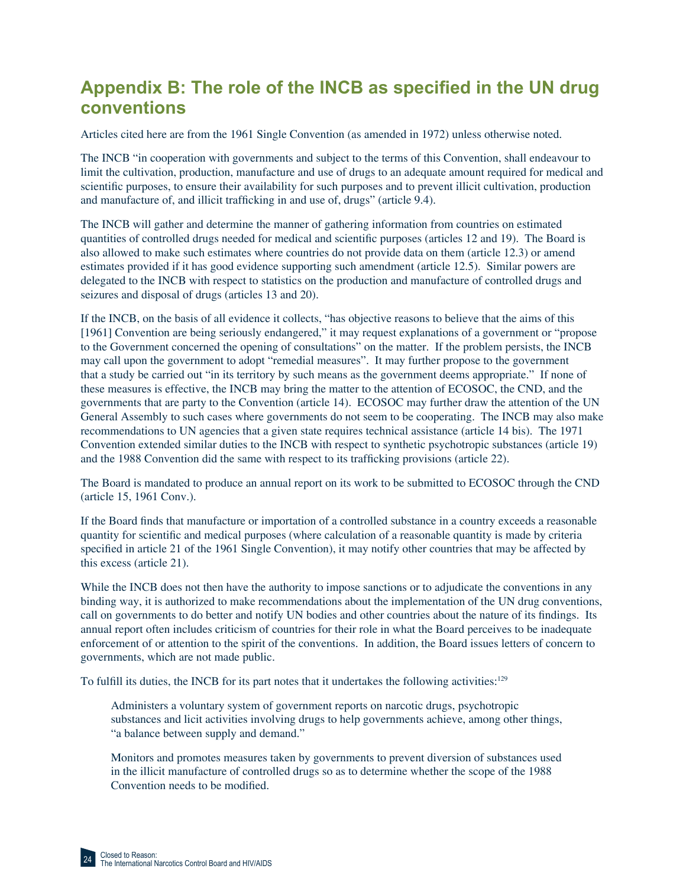## Appendix B: The role of the INCB as specified in the UN drug conventions

Articles cited here are from the 1961 Single Convention (as amended in 1972) unless otherwise noted.

The INCB "in cooperation with governments and subject to the terms of this Convention, shall endeavour to limit the cultivation, production, manufacture and use of drugs to an adequate amount required for medical and scientific purposes, to ensure their availability for such purposes and to prevent illicit cultivation, production and manufacture of, and illicit trafficking in and use of, drugs" (article 9.4).

The INCB will gather and determine the manner of gathering information from countries on estimated quantities of controlled drugs needed for medical and scientific purposes (articles 12 and 19). The Board is also allowed to make such estimates where countries do not provide data on them (article 12.3) or amend estimates provided if it has good evidence supporting such amendment (article 12.5). Similar powers are delegated to the INCB with respect to statistics on the production and manufacture of controlled drugs and seizures and disposal of drugs (articles 13 and 20).

If the INCB, on the basis of all evidence it collects, "has objective reasons to believe that the aims of this [1961] Convention are being seriously endangered," it may request explanations of a government or "propose to the Government concerned the opening of consultations" on the matter. If the problem persists, the INCB may call upon the government to adopt "remedial measures". It may further propose to the government that a study be carried out "in its territory by such means as the government deems appropriate." If none of these measures is effective, the INCB may bring the matter to the attention of ECOSOC, the CND, and the governments that are party to the Convention (article 14). ECOSOC may further draw the attention of the UN General Assembly to such cases where governments do not seem to be cooperating. The INCB may also make recommendations to UN agencies that a given state requires technical assistance (article 14 bis). The 1971 Convention extended similar duties to the INCB with respect to synthetic psychotropic substances (article 19) and the 1988 Convention did the same with respect to its trafficking provisions (article 22).

The Board is mandated to produce an annual report on its work to be submitted to ECOSOC through the CND (article 15, 1961 Conv.).

If the Board finds that manufacture or importation of a controlled substance in a country exceeds a reasonable quantity for scientific and medical purposes (where calculation of a reasonable quantity is made by criteria specified in article 21 of the 1961 Single Convention), it may notify other countries that may be affected by this excess (article 21).

While the INCB does not then have the authority to impose sanctions or to adjudicate the conventions in any binding way, it is authorized to make recommendations about the implementation of the UN drug conventions, call on governments to do better and notify UN bodies and other countries about the nature of its findings. Its annual report often includes criticism of countries for their role in what the Board perceives to be inadequate enforcement of or attention to the spirit of the conventions. In addition, the Board issues letters of concern to governments, which are not made public.

To fulfill its duties, the INCB for its part notes that it undertakes the following activities:[129]

> Administers a voluntary system of government reports on narcotic drugs, psychotropic substances and licit activities involving drugs to help governments achieve, among other things, "a balance between supply and demand."
>
> Monitors and promotes measures taken by governments to prevent diversion of substances used in the illicit manufacture of controlled drugs so as to determine whether the scope of the 1988 Convention needs to be modified.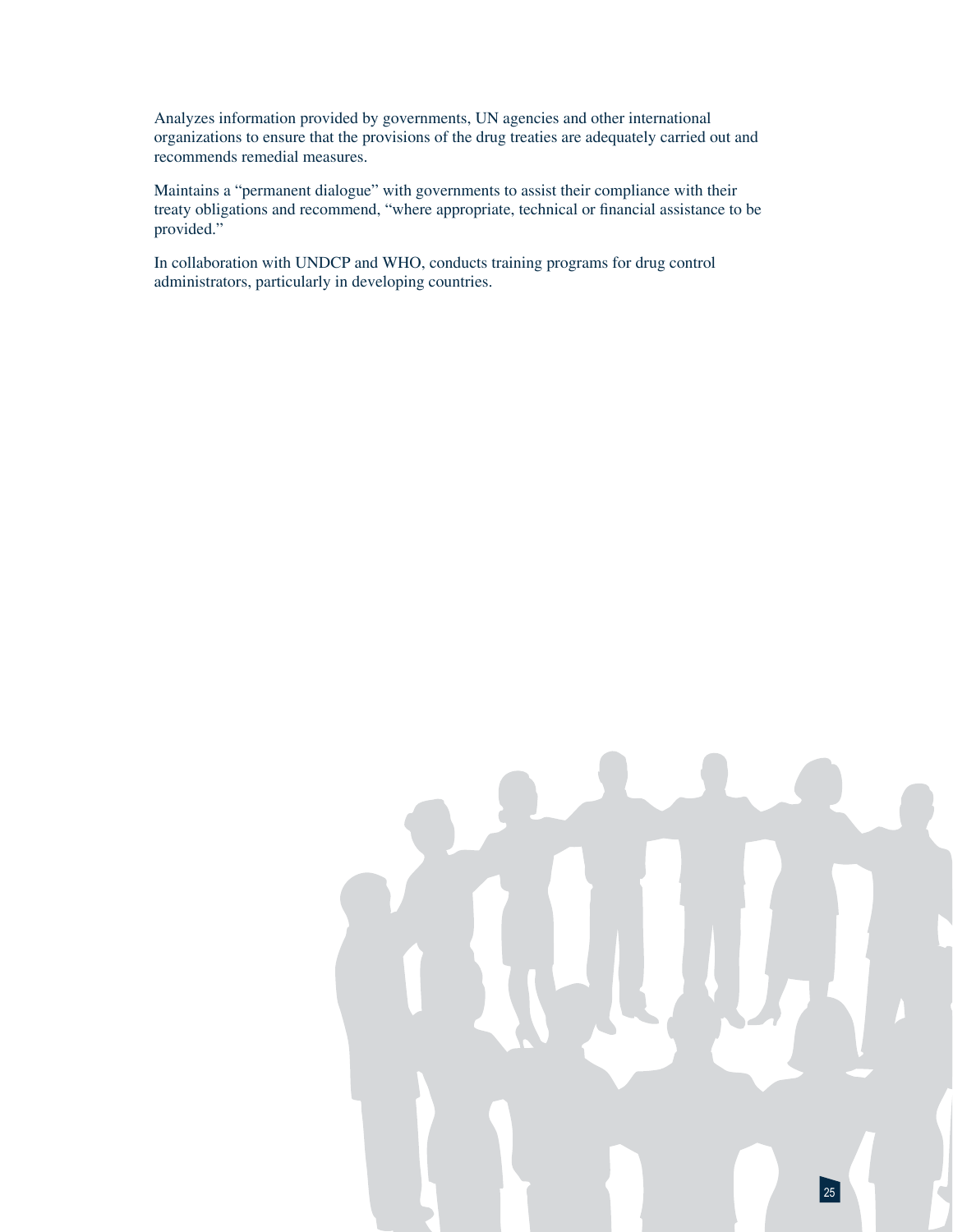Analyzes information provided by governments, UN agencies and other international organizations to ensure that the provisions of the drug treaties are adequately carried out and recommends remedial measures.

Maintains a "permanent dialogue" with governments to assist their compliance with their treaty obligations and recommend, "where appropriate, technical or financial assistance to be provided."

In collaboration with UNDCP and WHO, conducts training programs for drug control administrators, particularly in developing countries.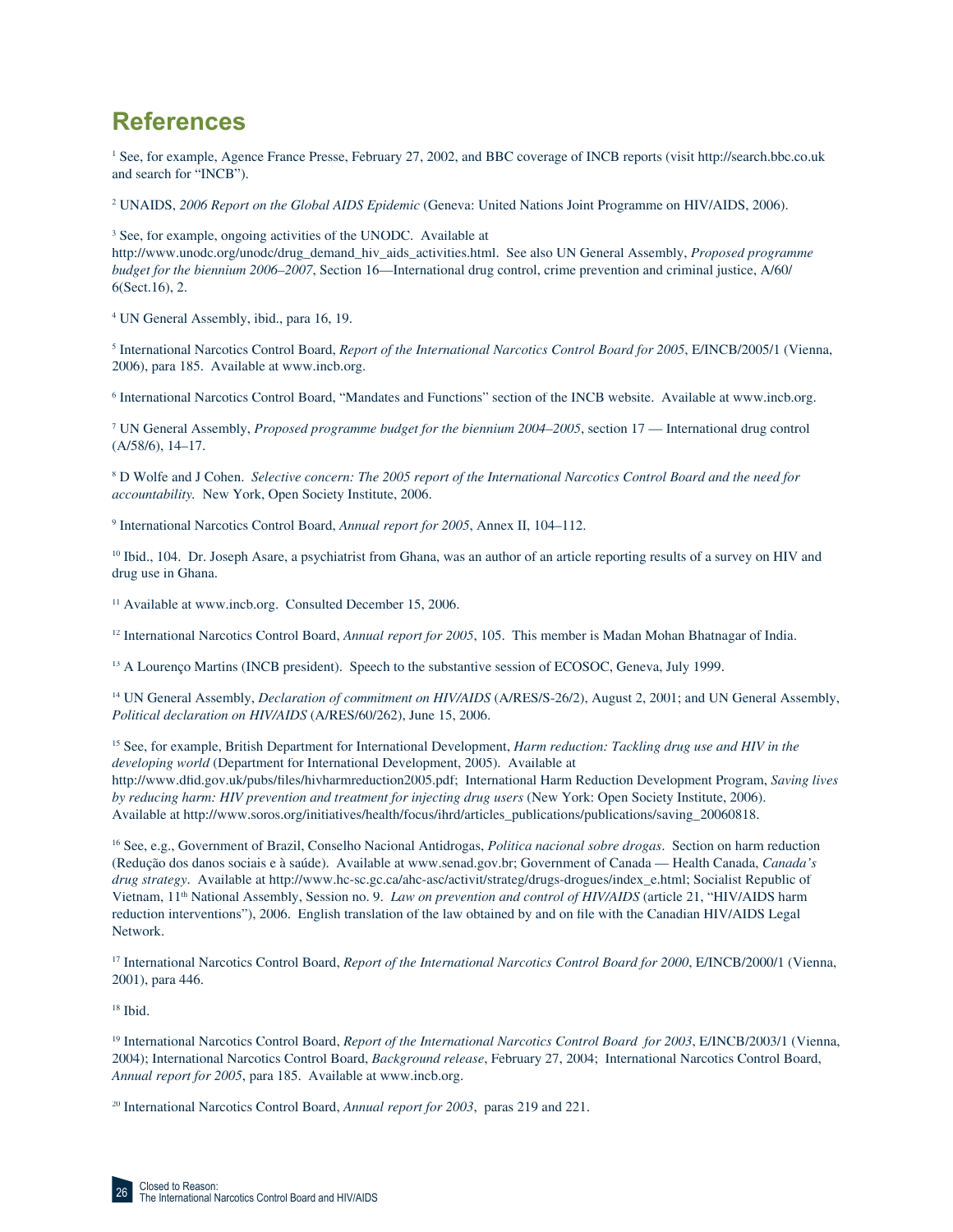## References

[1] See, for example, Agence France Presse, February 27, 2002, and BBC coverage of INCB reports (visit http://search.bbc.co.uk and search for "INCB").

[2] UNAIDS, *2006 Report on the Global AIDS Epidemic* (Geneva: United Nations Joint Programme on HIV/AIDS, 2006).

[3] See, for example, ongoing activities of the UNODC. Available at http://www.unodc.org/unodc/drug_demand_hiv_aids_activities.html. See also UN General Assembly, *Proposed programme budget for the biennium 2006–2007*, Section 16—International drug control, crime prevention and criminal justice, A/60/6(Sect.16), 2.

[4] UN General Assembly, ibid., para 16, 19.

[5] International Narcotics Control Board, *Report of the International Narcotics Control Board for 2005*, E/INCB/2005/1 (Vienna, 2006), para 185. Available at www.incb.org.

[6] International Narcotics Control Board, "Mandates and Functions" section of the INCB website. Available at www.incb.org.

[7] UN General Assembly, *Proposed programme budget for the biennium 2004–2005*, section 17 — International drug control (A/58/6), 14–17.

[8] D Wolfe and J Cohen. *Selective concern: The 2005 report of the International Narcotics Control Board and the need for accountability.* New York, Open Society Institute, 2006.

[9] International Narcotics Control Board, *Annual report for 2005*, Annex II, 104–112.

[10] Ibid., 104. Dr. Joseph Asare, a psychiatrist from Ghana, was an author of an article reporting results of a survey on HIV and drug use in Ghana.

[11] Available at www.incb.org. Consulted December 15, 2006.

[12] International Narcotics Control Board, *Annual report for 2005*, 105. This member is Madan Mohan Bhatnagar of India.

[13] A Lourenço Martins (INCB president). Speech to the substantive session of ECOSOC, Geneva, July 1999.

[14] UN General Assembly, *Declaration of commitment on HIV/AIDS* (A/RES/S-26/2), August 2, 2001; and UN General Assembly, *Political declaration on HIV/AIDS* (A/RES/60/262), June 15, 2006.

[15] See, for example, British Department for International Development, *Harm reduction: Tackling drug use and HIV in the developing world* (Department for International Development, 2005). Available at http://www.dfid.gov.uk/pubs/files/hivharmreduction2005.pdf; International Harm Reduction Development Program, *Saving lives by reducing harm: HIV prevention and treatment for injecting drug users* (New York: Open Society Institute, 2006). Available at http://www.soros.org/initiatives/health/focus/ihrd/articles_publications/publications/saving_20060818.

[16] See, e.g., Government of Brazil, Conselho Nacional Antidrogas, *Politica nacional sobre drogas*. Section on harm reduction (Redução dos danos sociais e à saúde). Available at www.senad.gov.br; Government of Canada — Health Canada, *Canada's drug strategy*. Available at http://www.hc-sc.gc.ca/ahc-asc/activit/strateg/drugs-drogues/index_e.html; Socialist Republic of Vietnam, 11th National Assembly, Session no. 9. *Law on prevention and control of HIV/AIDS* (article 21, "HIV/AIDS harm reduction interventions"), 2006. English translation of the law obtained by and on file with the Canadian HIV/AIDS Legal Network.

[17] International Narcotics Control Board, *Report of the International Narcotics Control Board for 2000*, E/INCB/2000/1 (Vienna, 2001), para 446.

[18] Ibid.

[19] International Narcotics Control Board, *Report of the International Narcotics Control Board for 2003*, E/INCB/2003/1 (Vienna, 2004); International Narcotics Control Board, *Background release*, February 27, 2004; International Narcotics Control Board, *Annual report for 2005*, para 185. Available at www.incb.org.

[20] International Narcotics Control Board, *Annual report for 2003*, paras 219 and 221.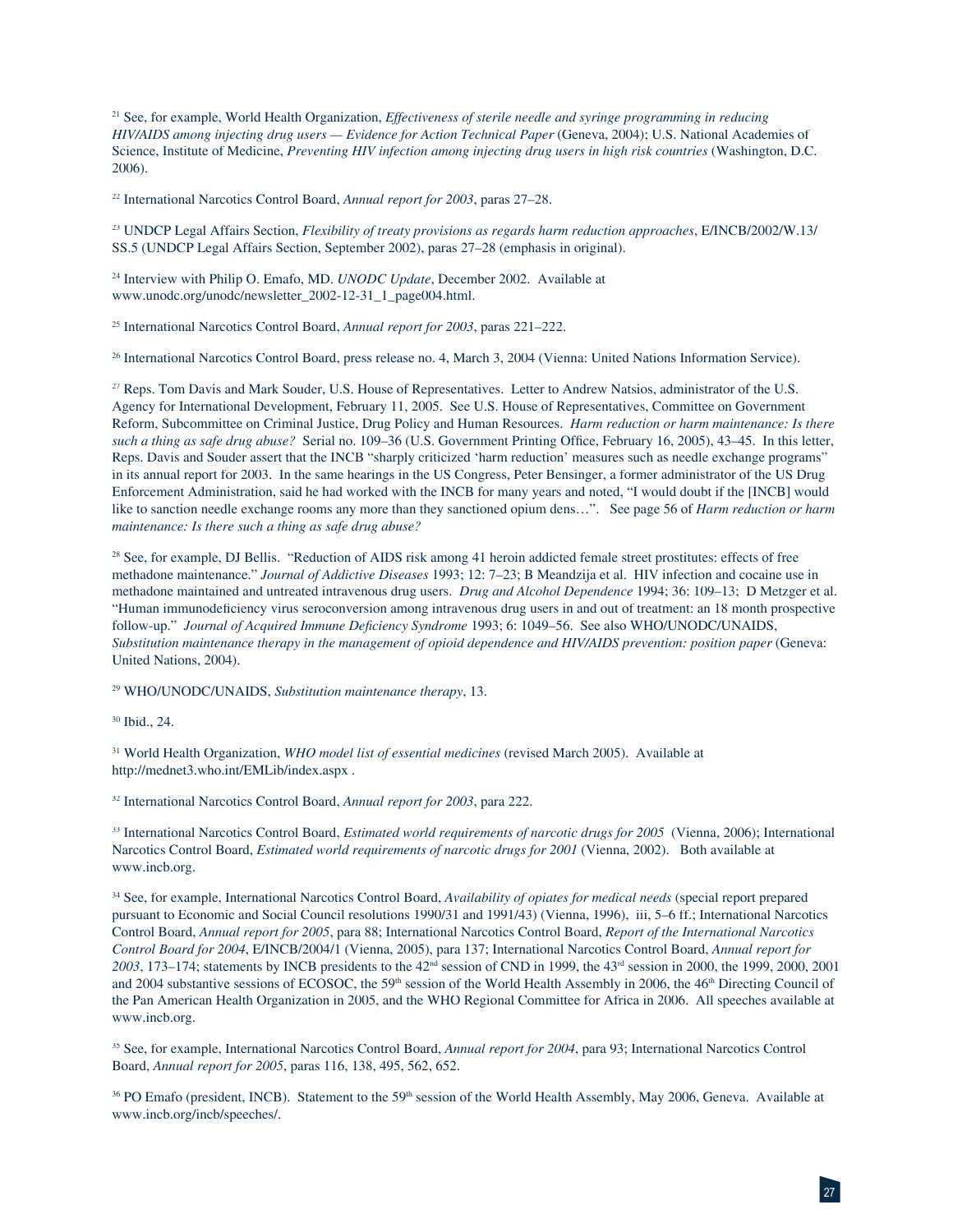[21] See, for example, World Health Organization, *Effectiveness of sterile needle and syringe programming in reducing HIV/AIDS among injecting drug users — Evidence for Action Technical Paper* (Geneva, 2004); U.S. National Academies of Science, Institute of Medicine, *Preventing HIV infection among injecting drug users in high risk countries* (Washington, D.C. 2006).

[22] International Narcotics Control Board, *Annual report for 2003*, paras 27–28.

[23] UNDCP Legal Affairs Section, *Flexibility of treaty provisions as regards harm reduction approaches*, E/INCB/2002/W.13/SS.5 (UNDCP Legal Affairs Section, September 2002), paras 27–28 (emphasis in original).

[24] Interview with Philip O. Emafo, MD. *UNODC Update*, December 2002. Available at www.unodc.org/unodc/newsletter_2002-12-31_1_page004.html.

[25] International Narcotics Control Board, *Annual report for 2003*, paras 221–222.

[26] International Narcotics Control Board, press release no. 4, March 3, 2004 (Vienna: United Nations Information Service).

[27] Reps. Tom Davis and Mark Souder, U.S. House of Representatives. Letter to Andrew Natsios, administrator of the U.S. Agency for International Development, February 11, 2005. See U.S. House of Representatives, Committee on Government Reform, Subcommittee on Criminal Justice, Drug Policy and Human Resources. *Harm reduction or harm maintenance: Is there such a thing as safe drug abuse?* Serial no. 109–36 (U.S. Government Printing Office, February 16, 2005), 43–45. In this letter, Reps. Davis and Souder assert that the INCB "sharply criticized 'harm reduction' measures such as needle exchange programs" in its annual report for 2003. In the same hearings in the US Congress, Peter Bensinger, a former administrator of the US Drug Enforcement Administration, said he had worked with the INCB for many years and noted, "I would doubt if the [INCB] would like to sanction needle exchange rooms any more than they sanctioned opium dens…". See page 56 of *Harm reduction or harm maintenance: Is there such a thing as safe drug abuse?*

[28] See, for example, DJ Bellis. "Reduction of AIDS risk among 41 heroin addicted female street prostitutes: effects of free methadone maintenance." *Journal of Addictive Diseases* 1993; 12: 7–23; B Meandzija et al. HIV infection and cocaine use in methadone maintained and untreated intravenous drug users. *Drug and Alcohol Dependence* 1994; 36: 109–13; D Metzger et al. "Human immunodeficiency virus seroconversion among intravenous drug users in and out of treatment: an 18 month prospective follow-up." *Journal of Acquired Immune Deficiency Syndrome* 1993; 6: 1049–56. See also WHO/UNODC/UNAIDS, *Substitution maintenance therapy in the management of opioid dependence and HIV/AIDS prevention: position paper* (Geneva: United Nations, 2004).

[29] WHO/UNODC/UNAIDS, *Substitution maintenance therapy*, 13.

[30] Ibid., 24.

[31] World Health Organization, *WHO model list of essential medicines* (revised March 2005). Available at http://mednet3.who.int/EMLib/index.aspx .

[32] International Narcotics Control Board, *Annual report for 2003*, para 222.

[33] International Narcotics Control Board, *Estimated world requirements of narcotic drugs for 2005* (Vienna, 2006); International Narcotics Control Board, *Estimated world requirements of narcotic drugs for 2001* (Vienna, 2002). Both available at www.incb.org.

[34] See, for example, International Narcotics Control Board, *Availability of opiates for medical needs* (special report prepared pursuant to Economic and Social Council resolutions 1990/31 and 1991/43) (Vienna, 1996), iii, 5–6 ff.; International Narcotics Control Board, *Annual report for 2005*, para 88; International Narcotics Control Board, *Report of the International Narcotics Control Board for 2004*, E/INCB/2004/1 (Vienna, 2005), para 137; International Narcotics Control Board, *Annual report for 2003*, 173–174; statements by INCB presidents to the 42nd session of CND in 1999, the 43rd session in 2000, the 1999, 2000, 2001 and 2004 substantive sessions of ECOSOC, the 59th session of the World Health Assembly in 2006, the 46th Directing Council of the Pan American Health Organization in 2005, and the WHO Regional Committee for Africa in 2006. All speeches available at www.incb.org.

[35] See, for example, International Narcotics Control Board, *Annual report for 2004*, para 93; International Narcotics Control Board, *Annual report for 2005*, paras 116, 138, 495, 562, 652.

[36] PO Emafo (president, INCB). Statement to the 59th session of the World Health Assembly, May 2006, Geneva. Available at www.incb.org/incb/speeches/.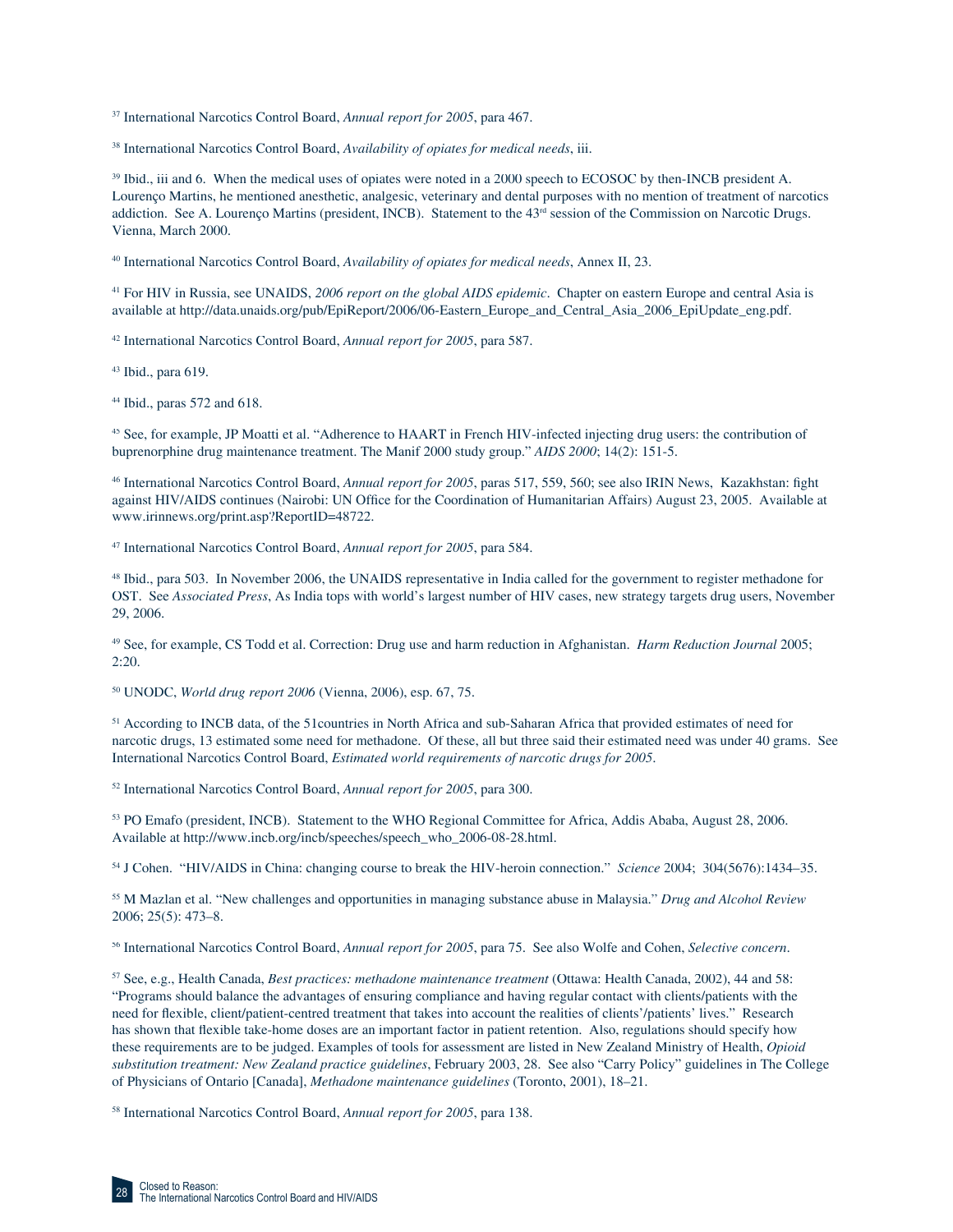[37] International Narcotics Control Board, *Annual report for 2005*, para 467.

[38] International Narcotics Control Board, *Availability of opiates for medical needs*, iii.

[39] Ibid., iii and 6. When the medical uses of opiates were noted in a 2000 speech to ECOSOC by then-INCB president A. Lourenço Martins, he mentioned anesthetic, analgesic, veterinary and dental purposes with no mention of treatment of narcotics addiction. See A. Lourenço Martins (president, INCB). Statement to the 43rd session of the Commission on Narcotic Drugs. Vienna, March 2000.

[40] International Narcotics Control Board, *Availability of opiates for medical needs*, Annex II, 23.

[41] For HIV in Russia, see UNAIDS, *2006 report on the global AIDS epidemic*. Chapter on eastern Europe and central Asia is available at http://data.unaids.org/pub/EpiReport/2006/06-Eastern_Europe_and_Central_Asia_2006_EpiUpdate_eng.pdf.

[42] International Narcotics Control Board, *Annual report for 2005*, para 587.

[43] Ibid., para 619.

[44] Ibid., paras 572 and 618.

[45] See, for example, JP Moatti et al. "Adherence to HAART in French HIV-infected injecting drug users: the contribution of buprenorphine drug maintenance treatment. The Manif 2000 study group." *AIDS 2000*; 14(2): 151-5.

[46] International Narcotics Control Board, *Annual report for 2005*, paras 517, 559, 560; see also IRIN News, Kazakhstan: fight against HIV/AIDS continues (Nairobi: UN Office for the Coordination of Humanitarian Affairs) August 23, 2005. Available at www.irinnews.org/print.asp?ReportID=48722.

[47] International Narcotics Control Board, *Annual report for 2005*, para 584.

[48] Ibid., para 503. In November 2006, the UNAIDS representative in India called for the government to register methadone for OST. See *Associated Press*, As India tops with world's largest number of HIV cases, new strategy targets drug users, November 29, 2006.

[49] See, for example, CS Todd et al. Correction: Drug use and harm reduction in Afghanistan. *Harm Reduction Journal* 2005; 2:20.

[50] UNODC, *World drug report 2006* (Vienna, 2006), esp. 67, 75.

[51] According to INCB data, of the 51countries in North Africa and sub-Saharan Africa that provided estimates of need for narcotic drugs, 13 estimated some need for methadone. Of these, all but three said their estimated need was under 40 grams. See International Narcotics Control Board, *Estimated world requirements of narcotic drugs for 2005*.

[52] International Narcotics Control Board, *Annual report for 2005*, para 300.

[53] PO Emafo (president, INCB). Statement to the WHO Regional Committee for Africa, Addis Ababa, August 28, 2006. Available at http://www.incb.org/incb/speeches/speech_who_2006-08-28.html.

[54] J Cohen. "HIV/AIDS in China: changing course to break the HIV-heroin connection." *Science* 2004; 304(5676):1434–35.

[55] M Mazlan et al. "New challenges and opportunities in managing substance abuse in Malaysia." *Drug and Alcohol Review* 2006; 25(5): 473–8.

[56] International Narcotics Control Board, *Annual report for 2005*, para 75. See also Wolfe and Cohen, *Selective concern*.

[57] See, e.g., Health Canada, *Best practices: methadone maintenance treatment* (Ottawa: Health Canada, 2002), 44 and 58: "Programs should balance the advantages of ensuring compliance and having regular contact with clients/patients with the need for flexible, client/patient-centred treatment that takes into account the realities of clients'/patients' lives." Research has shown that flexible take-home doses are an important factor in patient retention. Also, regulations should specify how these requirements are to be judged. Examples of tools for assessment are listed in New Zealand Ministry of Health, *Opioid substitution treatment: New Zealand practice guidelines*, February 2003, 28. See also "Carry Policy" guidelines in The College of Physicians of Ontario [Canada], *Methadone maintenance guidelines* (Toronto, 2001), 18–21.

[58] International Narcotics Control Board, *Annual report for 2005*, para 138.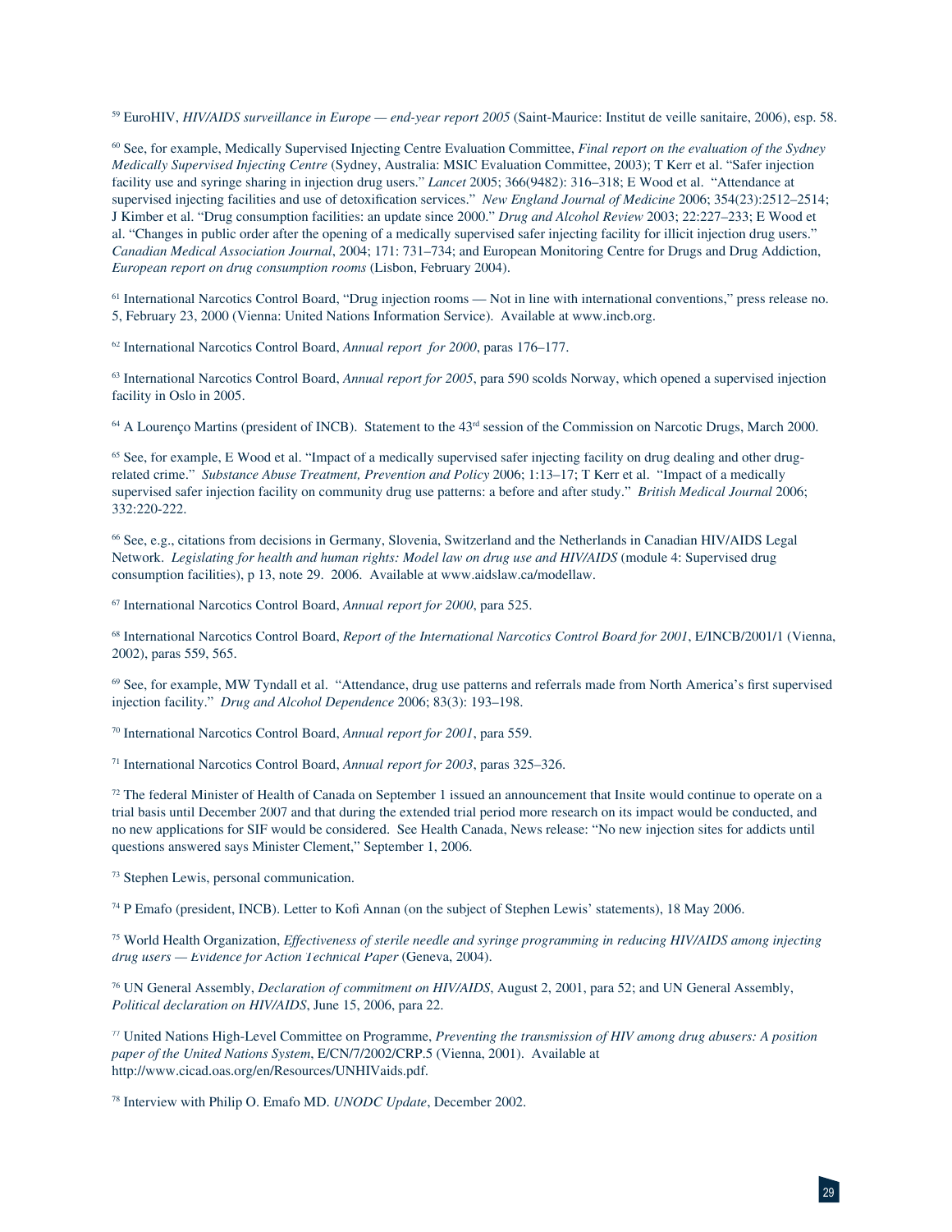[59] EuroHIV, *HIV/AIDS surveillance in Europe — end-year report 2005* (Saint-Maurice: Institut de veille sanitaire, 2006), esp. 58.

[60] See, for example, Medically Supervised Injecting Centre Evaluation Committee, *Final report on the evaluation of the Sydney Medically Supervised Injecting Centre* (Sydney, Australia: MSIC Evaluation Committee, 2003); T Kerr et al. "Safer injection facility use and syringe sharing in injection drug users." *Lancet* 2005; 366(9482): 316–318; E Wood et al. "Attendance at supervised injecting facilities and use of detoxification services." *New England Journal of Medicine* 2006; 354(23):2512–2514; J Kimber et al. "Drug consumption facilities: an update since 2000." *Drug and Alcohol Review* 2003; 22:227–233; E Wood et al. "Changes in public order after the opening of a medically supervised safer injecting facility for illicit injection drug users." *Canadian Medical Association Journal*, 2004; 171: 731–734; and European Monitoring Centre for Drugs and Drug Addiction, *European report on drug consumption rooms* (Lisbon, February 2004).

[61] International Narcotics Control Board, "Drug injection rooms — Not in line with international conventions," press release no. 5, February 23, 2000 (Vienna: United Nations Information Service). Available at www.incb.org.

[62] International Narcotics Control Board, *Annual report for 2000*, paras 176–177.

[63] International Narcotics Control Board, *Annual report for 2005*, para 590 scolds Norway, which opened a supervised injection facility in Oslo in 2005.

[64] A Lourenço Martins (president of INCB). Statement to the 43rd session of the Commission on Narcotic Drugs, March 2000.

[65] See, for example, E Wood et al. "Impact of a medically supervised safer injecting facility on drug dealing and other drug-related crime." *Substance Abuse Treatment, Prevention and Policy* 2006; 1:13–17; T Kerr et al. "Impact of a medically supervised safer injection facility on community drug use patterns: a before and after study." *British Medical Journal* 2006; 332:220-222.

[66] See, e.g., citations from decisions in Germany, Slovenia, Switzerland and the Netherlands in Canadian HIV/AIDS Legal Network. *Legislating for health and human rights: Model law on drug use and HIV/AIDS* (module 4: Supervised drug consumption facilities), p 13, note 29. 2006. Available at www.aidslaw.ca/modellaw.

[67] International Narcotics Control Board, *Annual report for 2000*, para 525.

[68] International Narcotics Control Board, *Report of the International Narcotics Control Board for 2001*, E/INCB/2001/1 (Vienna, 2002), paras 559, 565.

[69] See, for example, MW Tyndall et al. "Attendance, drug use patterns and referrals made from North America's first supervised injection facility." *Drug and Alcohol Dependence* 2006; 83(3): 193–198.

[70] International Narcotics Control Board, *Annual report for 2001*, para 559.

[71] International Narcotics Control Board, *Annual report for 2003*, paras 325–326.

[72] The federal Minister of Health of Canada on September 1 issued an announcement that Insite would continue to operate on a trial basis until December 2007 and that during the extended trial period more research on its impact would be conducted, and no new applications for SIF would be considered. See Health Canada, News release: "No new injection sites for addicts until questions answered says Minister Clement," September 1, 2006.

[73] Stephen Lewis, personal communication.

[74] P Emafo (president, INCB). Letter to Kofi Annan (on the subject of Stephen Lewis' statements), 18 May 2006.

[75] World Health Organization, *Effectiveness of sterile needle and syringe programming in reducing HIV/AIDS among injecting drug users — Evidence for Action Technical Paper* (Geneva, 2004).

[76] UN General Assembly, *Declaration of commitment on HIV/AIDS*, August 2, 2001, para 52; and UN General Assembly, *Political declaration on HIV/AIDS*, June 15, 2006, para 22.

[77] United Nations High-Level Committee on Programme, *Preventing the transmission of HIV among drug abusers: A position paper of the United Nations System*, E/CN/7/2002/CRP.5 (Vienna, 2001). Available at http://www.cicad.oas.org/en/Resources/UNHIVaids.pdf.

[78] Interview with Philip O. Emafo MD. *UNODC Update*, December 2002.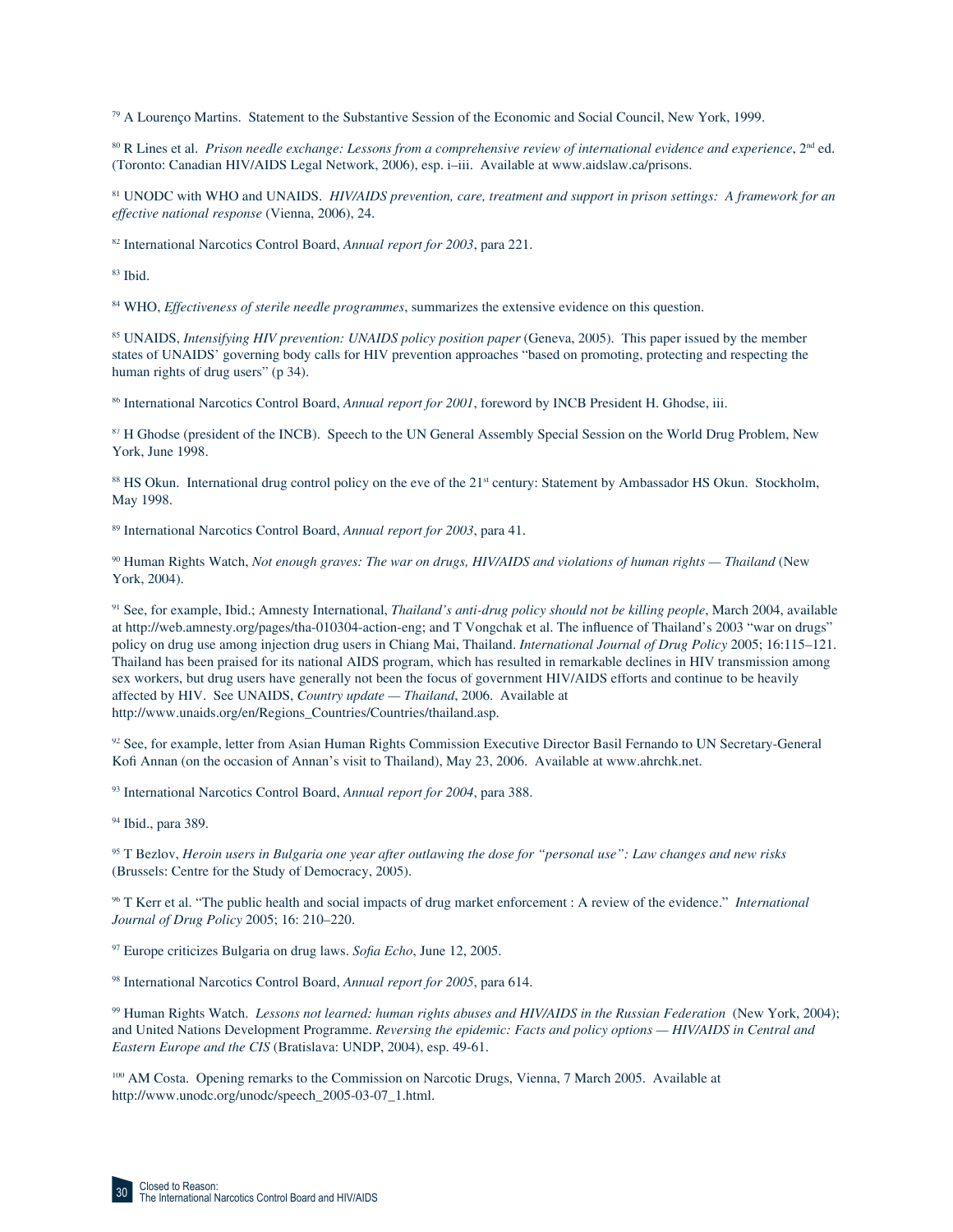[79] A Lourenço Martins. Statement to the Substantive Session of the Economic and Social Council, New York, 1999.

[80] R Lines et al. *Prison needle exchange: Lessons from a comprehensive review of international evidence and experience*, 2nd ed. (Toronto: Canadian HIV/AIDS Legal Network, 2006), esp. i–iii. Available at www.aidslaw.ca/prisons.

[81] UNODC with WHO and UNAIDS. *HIV/AIDS prevention, care, treatment and support in prison settings: A framework for an effective national response* (Vienna, 2006), 24.

[82] International Narcotics Control Board, *Annual report for 2003*, para 221.

[83] Ibid.

[84] WHO, *Effectiveness of sterile needle programmes*, summarizes the extensive evidence on this question.

[85] UNAIDS, *Intensifying HIV prevention: UNAIDS policy position paper* (Geneva, 2005). This paper issued by the member states of UNAIDS' governing body calls for HIV prevention approaches "based on promoting, protecting and respecting the human rights of drug users" (p 34).

[86] International Narcotics Control Board, *Annual report for 2001*, foreword by INCB President H. Ghodse, iii.

[87] H Ghodse (president of the INCB). Speech to the UN General Assembly Special Session on the World Drug Problem, New York, June 1998.

[88] HS Okun. International drug control policy on the eve of the 21st century: Statement by Ambassador HS Okun. Stockholm, May 1998.

[89] International Narcotics Control Board, *Annual report for 2003*, para 41.

[90] Human Rights Watch, *Not enough graves: The war on drugs, HIV/AIDS and violations of human rights — Thailand* (New York, 2004).

[91] See, for example, Ibid.; Amnesty International, *Thailand's anti-drug policy should not be killing people*, March 2004, available at http://web.amnesty.org/pages/tha-010304-action-eng; and T Vongchak et al. The influence of Thailand's 2003 "war on drugs" policy on drug use among injection drug users in Chiang Mai, Thailand. *International Journal of Drug Policy* 2005; 16:115–121. Thailand has been praised for its national AIDS program, which has resulted in remarkable declines in HIV transmission among sex workers, but drug users have generally not been the focus of government HIV/AIDS efforts and continue to be heavily affected by HIV. See UNAIDS, *Country update — Thailand*, 2006. Available at http://www.unaids.org/en/Regions_Countries/Countries/thailand.asp.

[92] See, for example, letter from Asian Human Rights Commission Executive Director Basil Fernando to UN Secretary-General Kofi Annan (on the occasion of Annan's visit to Thailand), May 23, 2006. Available at www.ahrchk.net.

[93] International Narcotics Control Board, *Annual report for 2004*, para 388.

[94] Ibid., para 389.

[95] T Bezlov, *Heroin users in Bulgaria one year after outlawing the dose for "personal use": Law changes and new risks* (Brussels: Centre for the Study of Democracy, 2005).

[96] T Kerr et al. "The public health and social impacts of drug market enforcement : A review of the evidence." *International Journal of Drug Policy* 2005; 16: 210–220.

[97] Europe criticizes Bulgaria on drug laws. *Sofia Echo*, June 12, 2005.

[98] International Narcotics Control Board, *Annual report for 2005*, para 614.

[99] Human Rights Watch. *Lessons not learned: human rights abuses and HIV/AIDS in the Russian Federation* (New York, 2004); and United Nations Development Programme. *Reversing the epidemic: Facts and policy options — HIV/AIDS in Central and Eastern Europe and the CIS* (Bratislava: UNDP, 2004), esp. 49-61.

[100] AM Costa. Opening remarks to the Commission on Narcotic Drugs, Vienna, 7 March 2005. Available at http://www.unodc.org/unodc/speech_2005-03-07_1.html.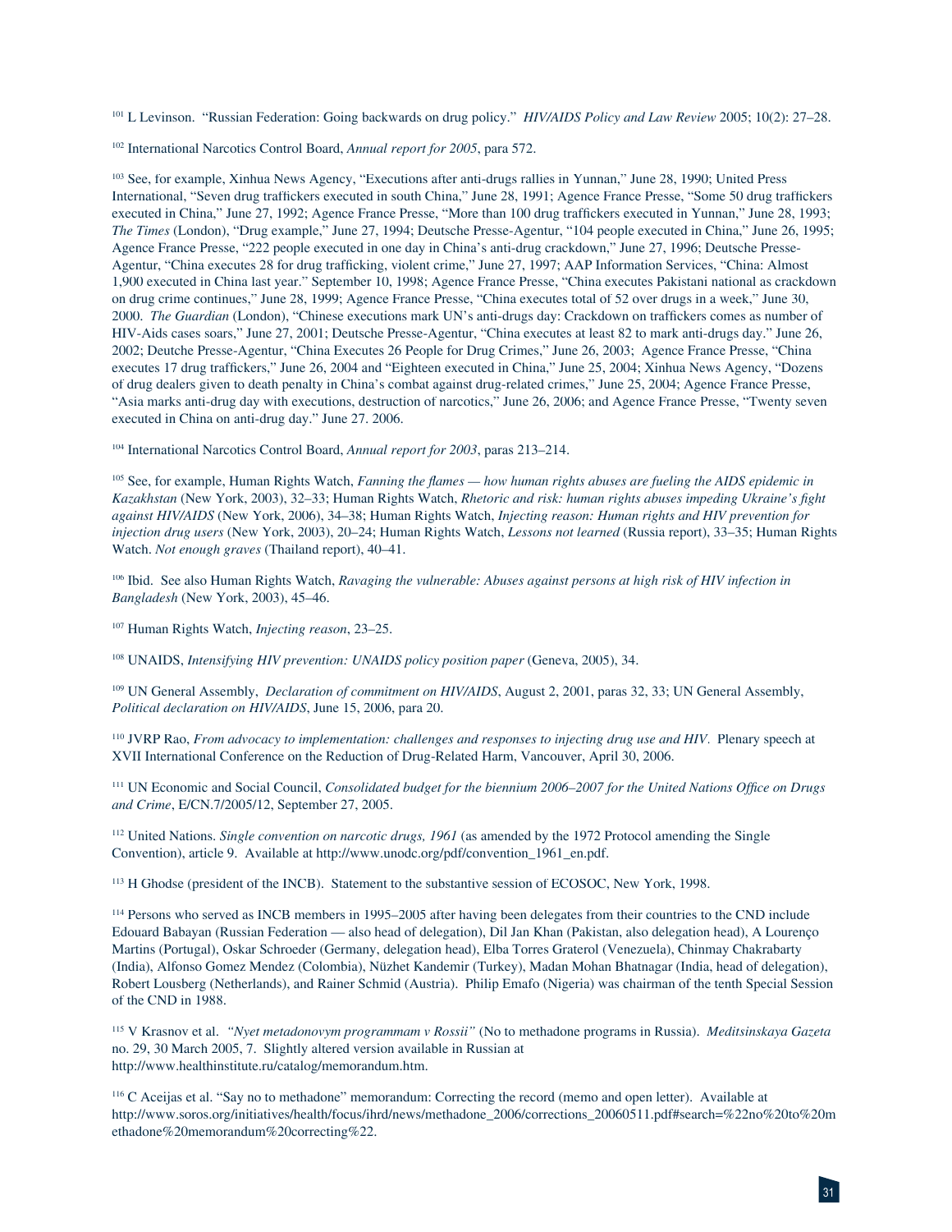[101] L Levinson. "Russian Federation: Going backwards on drug policy." *HIV/AIDS Policy and Law Review* 2005; 10(2): 27–28.

[102] International Narcotics Control Board, *Annual report for 2005*, para 572.

[103] See, for example, Xinhua News Agency, "Executions after anti-drugs rallies in Yunnan," June 28, 1990; United Press International, "Seven drug traffickers executed in south China," June 28, 1991; Agence France Presse, "Some 50 drug traffickers executed in China," June 27, 1992; Agence France Presse, "More than 100 drug traffickers executed in Yunnan," June 28, 1993; *The Times* (London), "Drug example," June 27, 1994; Deutsche Presse-Agentur, "104 people executed in China," June 26, 1995; Agence France Presse, "222 people executed in one day in China's anti-drug crackdown," June 27, 1996; Deutsche Presse-Agentur, "China executes 28 for drug trafficking, violent crime," June 27, 1997; AAP Information Services, "China: Almost 1,900 executed in China last year." September 10, 1998; Agence France Presse, "China executes Pakistani national as crackdown on drug crime continues," June 28, 1999; Agence France Presse, "China executes total of 52 over drugs in a week," June 30, 2000. *The Guardian* (London), "Chinese executions mark UN's anti-drugs day: Crackdown on traffickers comes as number of HIV-Aids cases soars," June 27, 2001; Deutsche Presse-Agentur, "China executes at least 82 to mark anti-drugs day." June 26, 2002; Deutche Presse-Agentur, "China Executes 26 People for Drug Crimes," June 26, 2003; Agence France Presse, "China executes 17 drug traffickers," June 26, 2004 and "Eighteen executed in China," June 25, 2004; Xinhua News Agency, "Dozens of drug dealers given to death penalty in China's combat against drug-related crimes," June 25, 2004; Agence France Presse, "Asia marks anti-drug day with executions, destruction of narcotics," June 26, 2006; and Agence France Presse, "Twenty seven executed in China on anti-drug day." June 27. 2006.

[104] International Narcotics Control Board, *Annual report for 2003*, paras 213–214.

[105] See, for example, Human Rights Watch, *Fanning the flames — how human rights abuses are fueling the AIDS epidemic in Kazakhstan* (New York, 2003), 32–33; Human Rights Watch, *Rhetoric and risk: human rights abuses impeding Ukraine's fight against HIV/AIDS* (New York, 2006), 34–38; Human Rights Watch, *Injecting reason: Human rights and HIV prevention for injection drug users* (New York, 2003), 20–24; Human Rights Watch, *Lessons not learned* (Russia report), 33–35; Human Rights Watch. *Not enough graves* (Thailand report), 40–41.

[106] Ibid. See also Human Rights Watch, *Ravaging the vulnerable: Abuses against persons at high risk of HIV infection in Bangladesh* (New York, 2003), 45–46.

[107] Human Rights Watch, *Injecting reason*, 23–25.

[108] UNAIDS, *Intensifying HIV prevention: UNAIDS policy position paper* (Geneva, 2005), 34.

[109] UN General Assembly, *Declaration of commitment on HIV/AIDS*, August 2, 2001, paras 32, 33; UN General Assembly, *Political declaration on HIV/AIDS*, June 15, 2006, para 20.

[110] JVRP Rao, *From advocacy to implementation: challenges and responses to injecting drug use and HIV*. Plenary speech at XVII International Conference on the Reduction of Drug-Related Harm, Vancouver, April 30, 2006.

[111] UN Economic and Social Council, *Consolidated budget for the biennium 2006–2007 for the United Nations Office on Drugs and Crime*, E/CN.7/2005/12, September 27, 2005.

[112] United Nations. *Single convention on narcotic drugs, 1961* (as amended by the 1972 Protocol amending the Single Convention), article 9. Available at http://www.unodc.org/pdf/convention_1961_en.pdf.

[113] H Ghodse (president of the INCB). Statement to the substantive session of ECOSOC, New York, 1998.

[114] Persons who served as INCB members in 1995–2005 after having been delegates from their countries to the CND include Edouard Babayan (Russian Federation — also head of delegation), Dil Jan Khan (Pakistan, also delegation head), A Lourenço Martins (Portugal), Oskar Schroeder (Germany, delegation head), Elba Torres Graterol (Venezuela), Chinmay Chakrabarty (India), Alfonso Gomez Mendez (Colombia), Nüzhet Kandemir (Turkey), Madan Mohan Bhatnagar (India, head of delegation), Robert Lousberg (Netherlands), and Rainer Schmid (Austria). Philip Emafo (Nigeria) was chairman of the tenth Special Session of the CND in 1988.

[115] V Krasnov et al. *"Nyet metadonovym programmam v Rossii"* (No to methadone programs in Russia). *Meditsinskaya Gazeta* no. 29, 30 March 2005, 7. Slightly altered version available in Russian at http://www.healthinstitute.ru/catalog/memorandum.htm.

[116] C Aceijas et al. "Say no to methadone" memorandum: Correcting the record (memo and open letter). Available at http://www.soros.org/initiatives/health/focus/ihrd/news/methadone_2006/corrections_20060511.pdf#search=%22no%20to%20methadone%20memorandum%20correcting%22.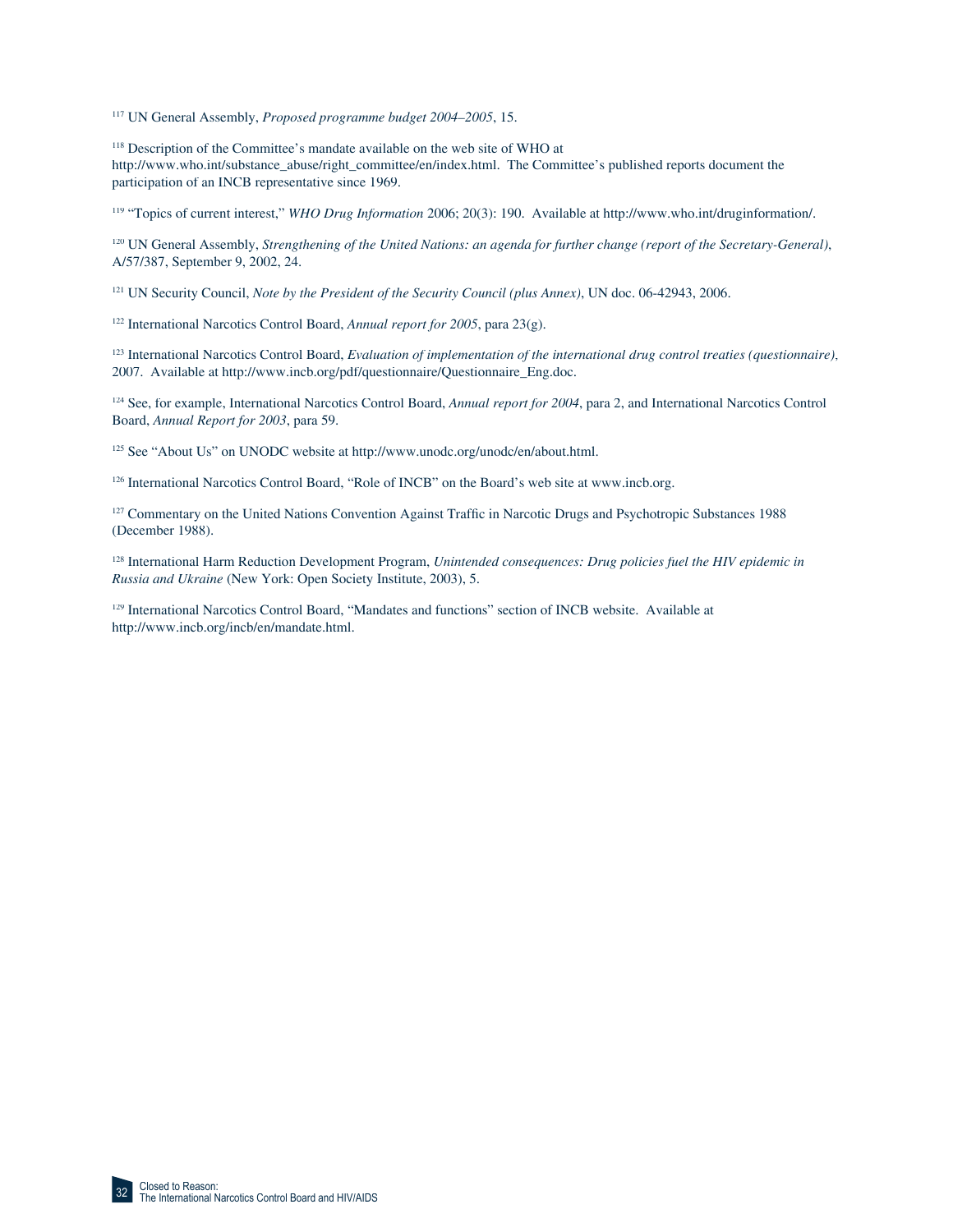[117] UN General Assembly, *Proposed programme budget 2004–2005*, 15.

[118] Description of the Committee's mandate available on the web site of WHO at http://www.who.int/substance_abuse/right_committee/en/index.html. The Committee's published reports document the participation of an INCB representative since 1969.

[119] "Topics of current interest," *WHO Drug Information* 2006; 20(3): 190. Available at http://www.who.int/druginformation/.

[120] UN General Assembly, *Strengthening of the United Nations: an agenda for further change (report of the Secretary-General)*, A/57/387, September 9, 2002, 24.

[121] UN Security Council, *Note by the President of the Security Council (plus Annex)*, UN doc. 06-42943, 2006.

[122] International Narcotics Control Board, *Annual report for 2005*, para 23(g).

[123] International Narcotics Control Board, *Evaluation of implementation of the international drug control treaties (questionnaire)*, 2007. Available at http://www.incb.org/pdf/questionnaire/Questionnaire_Eng.doc.

[124] See, for example, International Narcotics Control Board, *Annual report for 2004*, para 2, and International Narcotics Control Board, *Annual Report for 2003*, para 59.

[125] See "About Us" on UNODC website at http://www.unodc.org/unodc/en/about.html.

[126] International Narcotics Control Board, "Role of INCB" on the Board's web site at www.incb.org.

[127] Commentary on the United Nations Convention Against Traffic in Narcotic Drugs and Psychotropic Substances 1988 (December 1988).

[128] International Harm Reduction Development Program, *Unintended consequences: Drug policies fuel the HIV epidemic in Russia and Ukraine* (New York: Open Society Institute, 2003), 5.

[129] International Narcotics Control Board, "Mandates and functions" section of INCB website. Available at http://www.incb.org/incb/en/mandate.html.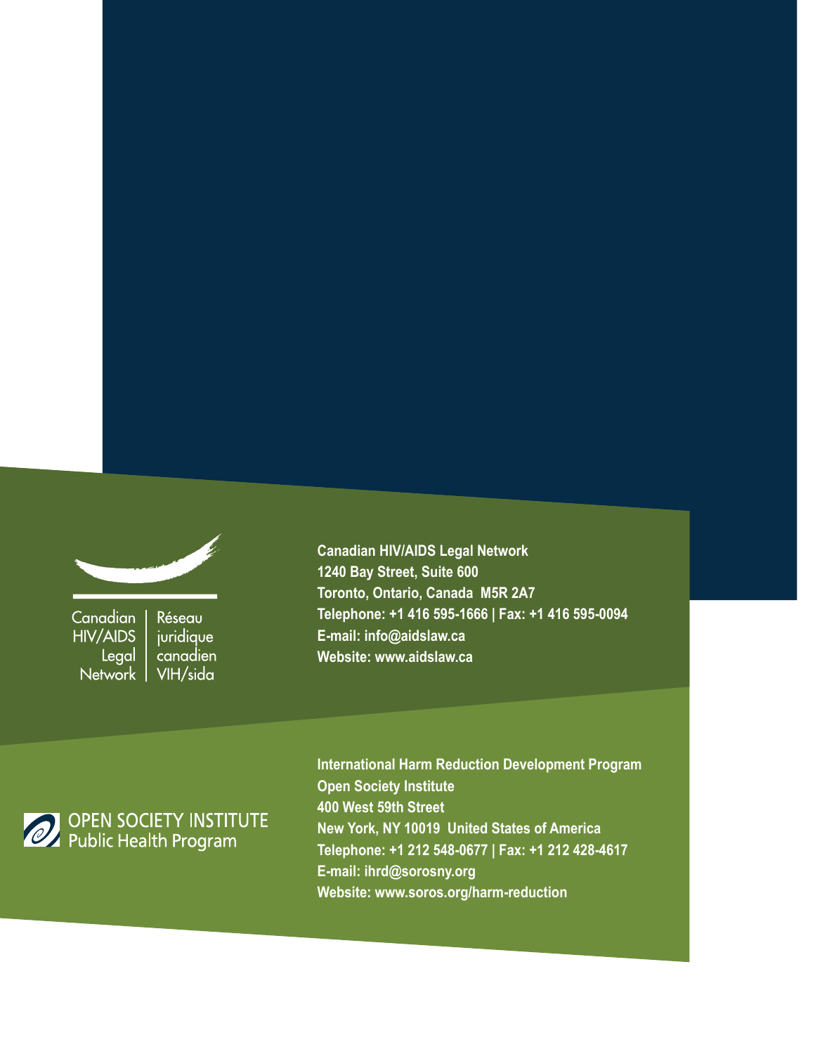Canadian HIV/AIDS Legal Network | Réseau juridique canadien VIH/sida

**Canadian HIV/AIDS Legal Network**
**1240 Bay Street, Suite 600**
**Toronto, Ontario, Canada M5R 2A7**
**Telephone: +1 416 595-1666 | Fax: +1 416 595-0094**
**E-mail: info@aidslaw.ca**
**Website: www.aidslaw.ca**

OPEN SOCIETY INSTITUTE
Public Health Program

**International Harm Reduction Development Program**
**Open Society Institute**
**400 West 59th Street**
**New York, NY 10019 United States of America**
**Telephone: +1 212 548-0677 | Fax: +1 212 428-4617**
**E-mail: ihrd@sorosny.org**
**Website: www.soros.org/harm-reduction**